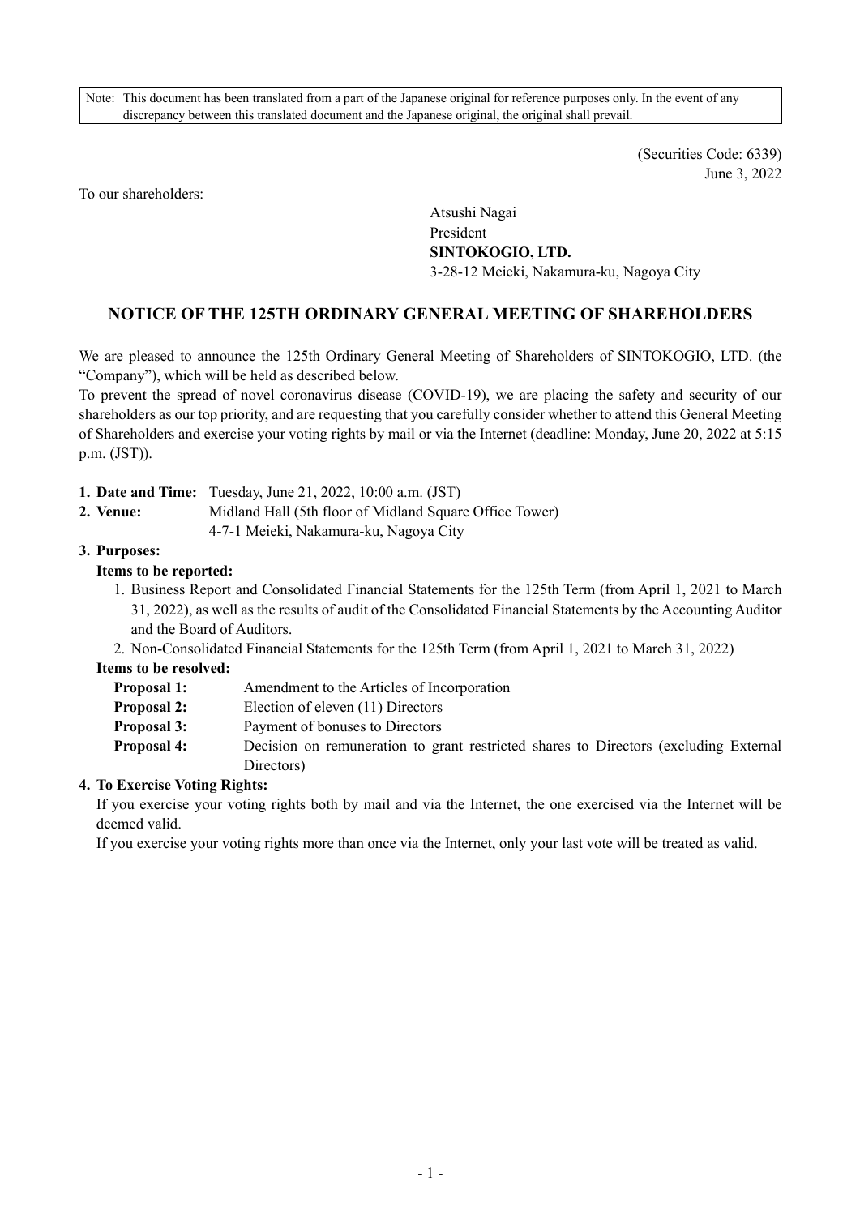Note: This document has been translated from a part of the Japanese original for reference purposes only. In the event of any discrepancy between this translated document and the Japanese original, the original shall prevail.

(Securities Code: 6339)
June 3, 2022

To our shareholders:

Atsushi Nagai
President
**SINTOKOGIO, LTD.**
3-28-12 Meieki, Nakamura-ku, Nagoya City

## NOTICE OF THE 125TH ORDINARY GENERAL MEETING OF SHAREHOLDERS

We are pleased to announce the 125th Ordinary General Meeting of Shareholders of SINTOKOGIO, LTD. (the "Company"), which will be held as described below.
To prevent the spread of novel coronavirus disease (COVID-19), we are placing the safety and security of our shareholders as our top priority, and are requesting that you carefully consider whether to attend this General Meeting of Shareholders and exercise your voting rights by mail or via the Internet (deadline: Monday, June 20, 2022 at 5:15 p.m. (JST)).

**1. Date and Time:** Tuesday, June 21, 2022, 10:00 a.m. (JST)

**2. Venue:** Midland Hall (5th floor of Midland Square Office Tower)
4-7-1 Meieki, Nakamura-ku, Nagoya City

**3. Purposes:**

**Items to be reported:**

1. Business Report and Consolidated Financial Statements for the 125th Term (from April 1, 2021 to March 31, 2022), as well as the results of audit of the Consolidated Financial Statements by the Accounting Auditor and the Board of Auditors.
2. Non-Consolidated Financial Statements for the 125th Term (from April 1, 2021 to March 31, 2022)

**Items to be resolved:**

**Proposal 1:** Amendment to the Articles of Incorporation

**Proposal 2:** Election of eleven (11) Directors

**Proposal 3:** Payment of bonuses to Directors

**Proposal 4:** Decision on remuneration to grant restricted shares to Directors (excluding External Directors)

**4. To Exercise Voting Rights:**

If you exercise your voting rights both by mail and via the Internet, the one exercised via the Internet will be deemed valid.

If you exercise your voting rights more than once via the Internet, only your last vote will be treated as valid.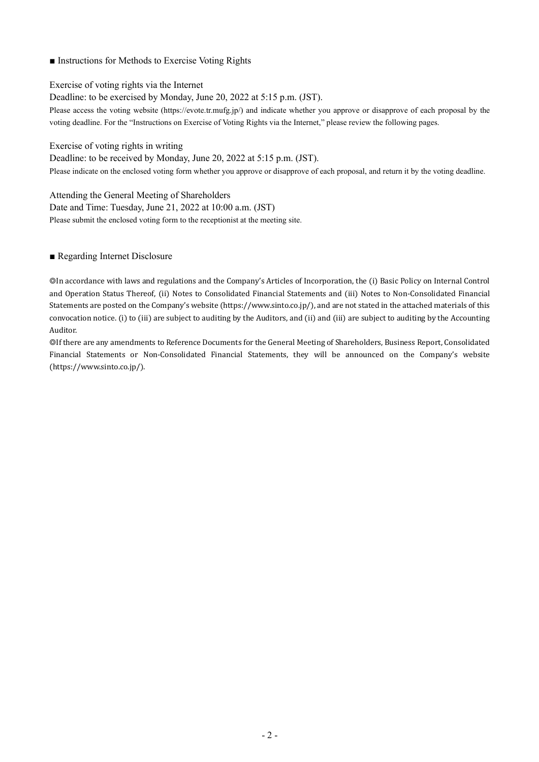■ Instructions for Methods to Exercise Voting Rights

Exercise of voting rights via the Internet

Deadline: to be exercised by Monday, June 20, 2022 at 5:15 p.m. (JST).

Please access the voting website (https://evote.tr.mufg.jp/) and indicate whether you approve or disapprove of each proposal by the voting deadline. For the "Instructions on Exercise of Voting Rights via the Internet," please review the following pages.

Exercise of voting rights in writing

Deadline: to be received by Monday, June 20, 2022 at 5:15 p.m. (JST).

Please indicate on the enclosed voting form whether you approve or disapprove of each proposal, and return it by the voting deadline.

Attending the General Meeting of Shareholders

Date and Time: Tuesday, June 21, 2022 at 10:00 a.m. (JST)

Please submit the enclosed voting form to the receptionist at the meeting site.

■ Regarding Internet Disclosure

◎In accordance with laws and regulations and the Company's Articles of Incorporation, the (i) Basic Policy on Internal Control and Operation Status Thereof, (ii) Notes to Consolidated Financial Statements and (iii) Notes to Non-Consolidated Financial Statements are posted on the Company's website (https://www.sinto.co.jp/), and are not stated in the attached materials of this convocation notice. (i) to (iii) are subject to auditing by the Auditors, and (ii) and (iii) are subject to auditing by the Accounting Auditor.

◎If there are any amendments to Reference Documents for the General Meeting of Shareholders, Business Report, Consolidated Financial Statements or Non-Consolidated Financial Statements, they will be announced on the Company's website (https://www.sinto.co.jp/).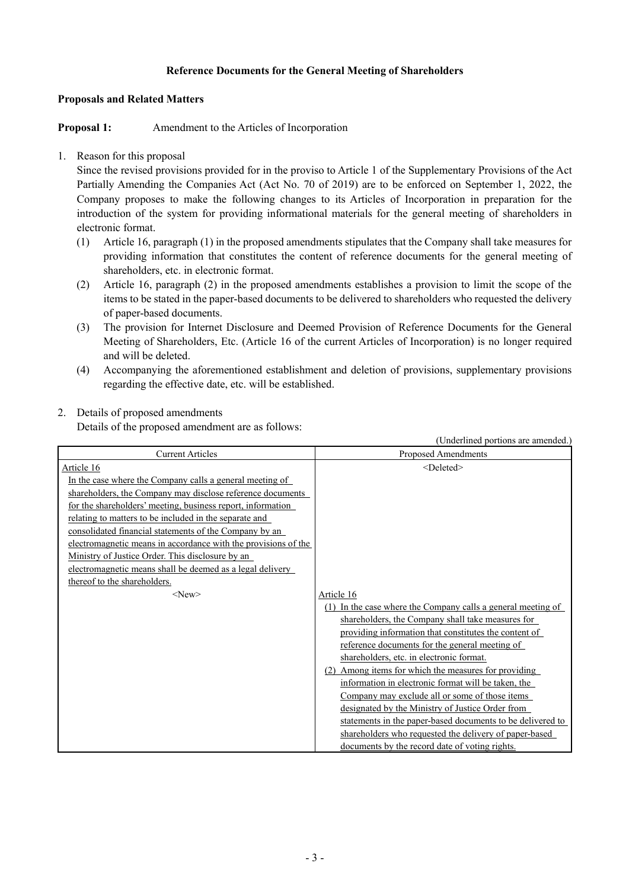**Reference Documents for the General Meeting of Shareholders**

**Proposals and Related Matters**

**Proposal 1:** Amendment to the Articles of Incorporation

1. Reason for this proposal

   Since the revised provisions provided for in the proviso to Article 1 of the Supplementary Provisions of the Act Partially Amending the Companies Act (Act No. 70 of 2019) are to be enforced on September 1, 2022, the Company proposes to make the following changes to its Articles of Incorporation in preparation for the introduction of the system for providing informational materials for the general meeting of shareholders in electronic format.

   (1) Article 16, paragraph (1) in the proposed amendments stipulates that the Company shall take measures for providing information that constitutes the content of reference documents for the general meeting of shareholders, etc. in electronic format.

   (2) Article 16, paragraph (2) in the proposed amendments establishes a provision to limit the scope of the items to be stated in the paper-based documents to be delivered to shareholders who requested the delivery of paper-based documents.

   (3) The provision for Internet Disclosure and Deemed Provision of Reference Documents for the General Meeting of Shareholders, Etc. (Article 16 of the current Articles of Incorporation) is no longer required and will be deleted.

   (4) Accompanying the aforementioned establishment and deletion of provisions, supplementary provisions regarding the effective date, etc. will be established.

2. Details of proposed amendments

   Details of the proposed amendment are as follows:

(Underlined portions are amended.)

| Current Articles | Proposed Amendments |
|---|---|
| <u>Article 16</u><br><u>In the case where the Company calls a general meeting of shareholders, the Company may disclose reference documents for the shareholders' meeting, business report, information relating to matters to be included in the separate and consolidated financial statements of the Company by an electromagnetic means in accordance with the provisions of the Ministry of Justice Order. This disclosure by an electromagnetic means shall be deemed as a legal delivery thereof to the shareholders.</u> | <Deleted> |
| <New> | <u>Article 16</u><br><u>(1) In the case where the Company calls a general meeting of shareholders, the Company shall take measures for providing information that constitutes the content of reference documents for the general meeting of shareholders, etc. in electronic format.</u><br><u>(2) Among items for which the measures for providing information in electronic format will be taken, the Company may exclude all or some of those items designated by the Ministry of Justice Order from statements in the paper-based documents to be delivered to shareholders who requested the delivery of paper-based documents by the record date of voting rights.</u> |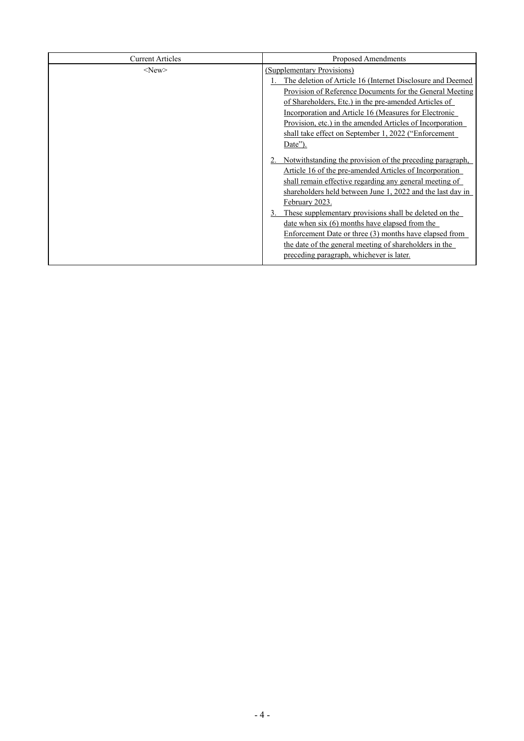| Current Articles | Proposed Amendments |
|---|---|
| <New> | (Supplementary Provisions)<br>1. The deletion of Article 16 (Internet Disclosure and Deemed Provision of Reference Documents for the General Meeting of Shareholders, Etc.) in the pre-amended Articles of Incorporation and Article 16 (Measures for Electronic Provision, etc.) in the amended Articles of Incorporation shall take effect on September 1, 2022 ("Enforcement Date").<br>2. Notwithstanding the provision of the preceding paragraph, Article 16 of the pre-amended Articles of Incorporation shall remain effective regarding any general meeting of shareholders held between June 1, 2022 and the last day in February 2023.<br>3. These supplementary provisions shall be deleted on the date when six (6) months have elapsed from the Enforcement Date or three (3) months have elapsed from the date of the general meeting of shareholders in the preceding paragraph, whichever is later. |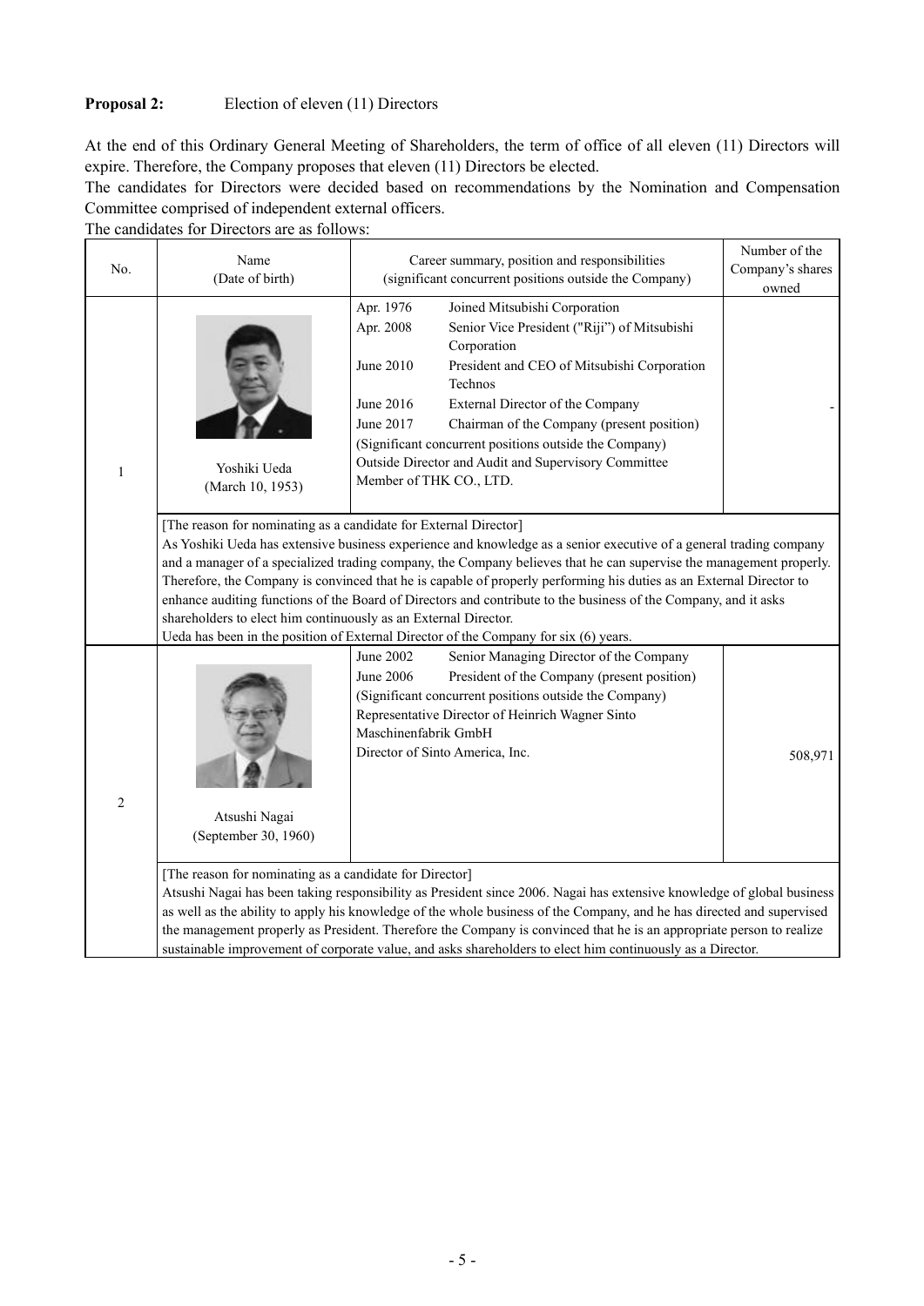**Proposal 2:** Election of eleven (11) Directors

At the end of this Ordinary General Meeting of Shareholders, the term of office of all eleven (11) Directors will expire. Therefore, the Company proposes that eleven (11) Directors be elected.
The candidates for Directors were decided based on recommendations by the Nomination and Compensation Committee comprised of independent external officers.
The candidates for Directors are as follows:

| No. | Name (Date of birth) | Career summary, position and responsibilities (significant concurrent positions outside the Company) | Number of the Company's shares owned |
|---|---|---|---|
| 1 | Yoshiki Ueda (March 10, 1953) | Apr. 1976 Joined Mitsubishi Corporation<br>Apr. 2008 Senior Vice President ("Riji") of Mitsubishi Corporation<br>June 2010 President and CEO of Mitsubishi Corporation Technos<br>June 2016 External Director of the Company<br>June 2017 Chairman of the Company (present position)<br>(Significant concurrent positions outside the Company)<br>Outside Director and Audit and Supervisory Committee Member of THK CO., LTD. | - |
| | [The reason for nominating as a candidate for External Director]<br>As Yoshiki Ueda has extensive business experience and knowledge as a senior executive of a general trading company and a manager of a specialized trading company, the Company believes that he can supervise the management properly. Therefore, the Company is convinced that he is capable of properly performing his duties as an External Director to enhance auditing functions of the Board of Directors and contribute to the business of the Company, and it asks shareholders to elect him continuously as an External Director.<br>Ueda has been in the position of External Director of the Company for six (6) years. | | |
| 2 | Atsushi Nagai (September 30, 1960) | June 2002 Senior Managing Director of the Company<br>June 2006 President of the Company (present position)<br>(Significant concurrent positions outside the Company)<br>Representative Director of Heinrich Wagner Sinto Maschinenfabrik GmbH<br>Director of Sinto America, Inc. | 508,971 |
| | [The reason for nominating as a candidate for Director]<br>Atsushi Nagai has been taking responsibility as President since 2006. Nagai has extensive knowledge of global business as well as the ability to apply his knowledge of the whole business of the Company, and he has directed and supervised the management properly as President. Therefore the Company is convinced that he is an appropriate person to realize sustainable improvement of corporate value, and asks shareholders to elect him continuously as a Director. | | |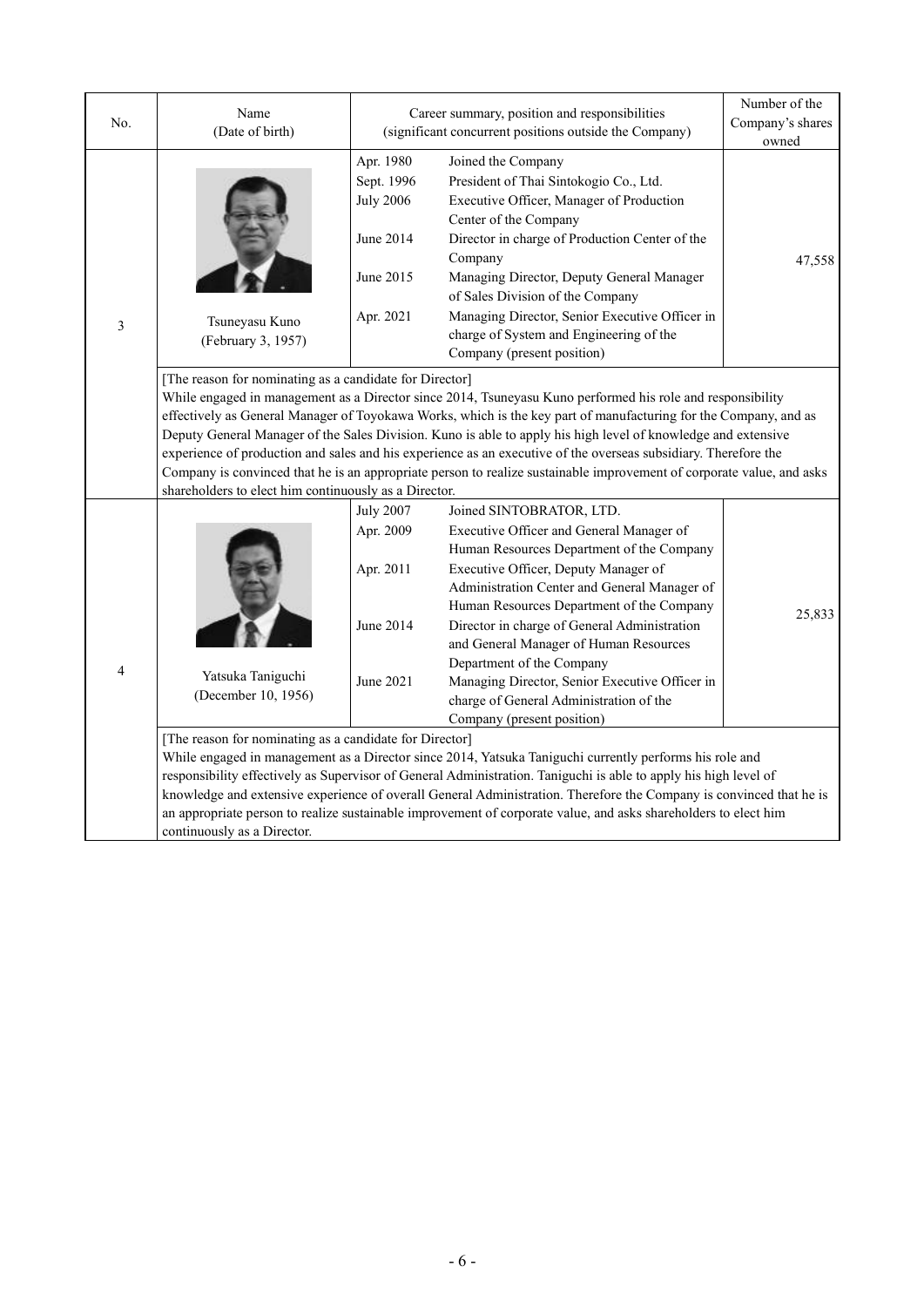| No. | Name (Date of birth) | Career summary, position and responsibilities (significant concurrent positions outside the Company) | | Number of the Company's shares owned |
|---|---|---|---|---|
| 3 | Tsuneyasu Kuno (February 3, 1957) | Apr. 1980 | Joined the Company | 47,558 |
| | | Sept. 1996 | President of Thai Sintokogio Co., Ltd. | |
| | | July 2006 | Executive Officer, Manager of Production Center of the Company | |
| | | June 2014 | Director in charge of Production Center of the Company | |
| | | June 2015 | Managing Director, Deputy General Manager of Sales Division of the Company | |
| | | Apr. 2021 | Managing Director, Senior Executive Officer in charge of System and Engineering of the Company (present position) | |

[The reason for nominating as a candidate for Director]
While engaged in management as a Director since 2014, Tsuneyasu Kuno performed his role and responsibility effectively as General Manager of Toyokawa Works, which is the key part of manufacturing for the Company, and as Deputy General Manager of the Sales Division. Kuno is able to apply his high level of knowledge and extensive experience of production and sales and his experience as an executive of the overseas subsidiary. Therefore the Company is convinced that he is an appropriate person to realize sustainable improvement of corporate value, and asks shareholders to elect him continuously as a Director.

| No. | Name (Date of birth) | Career summary, position and responsibilities (significant concurrent positions outside the Company) | | Number of the Company's shares owned |
|---|---|---|---|---|
| 4 | Yatsuka Taniguchi (December 10, 1956) | July 2007 | Joined SINTOBRATOR, LTD. | 25,833 |
| | | Apr. 2009 | Executive Officer and General Manager of Human Resources Department of the Company | |
| | | Apr. 2011 | Executive Officer, Deputy Manager of Administration Center and General Manager of Human Resources Department of the Company | |
| | | June 2014 | Director in charge of General Administration and General Manager of Human Resources Department of the Company | |
| | | June 2021 | Managing Director, Senior Executive Officer in charge of General Administration of the Company (present position) | |

[The reason for nominating as a candidate for Director]
While engaged in management as a Director since 2014, Yatsuka Taniguchi currently performs his role and responsibility effectively as Supervisor of General Administration. Taniguchi is able to apply his high level of knowledge and extensive experience of overall General Administration. Therefore the Company is convinced that he is an appropriate person to realize sustainable improvement of corporate value, and asks shareholders to elect him continuously as a Director.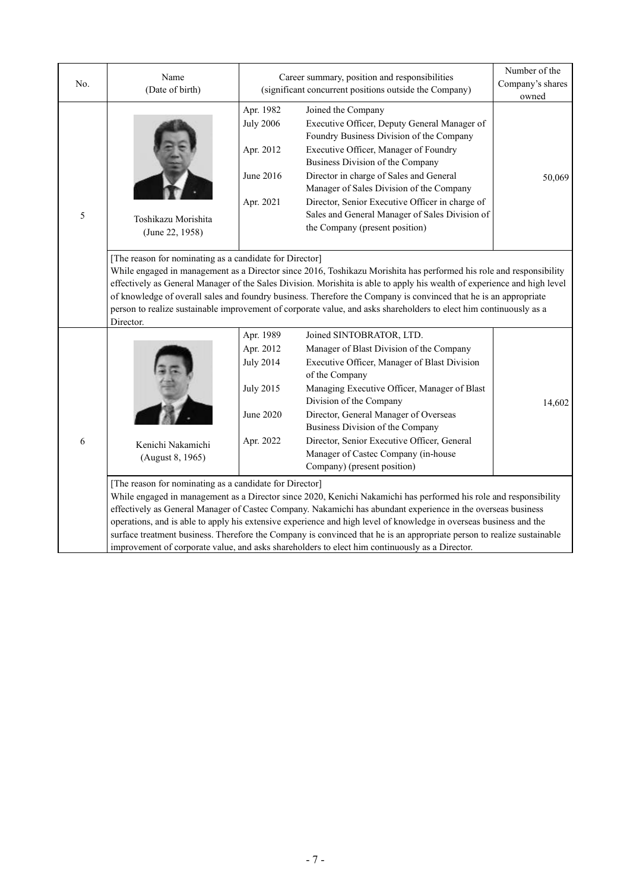| No. | Name (Date of birth) | Career summary, position and responsibilities (significant concurrent positions outside the Company) | Number of the Company's shares owned |
|---|---|---|---|
| 5 | Toshikazu Morishita (June 22, 1958) | Apr. 1982 Joined the Company<br>July 2006 Executive Officer, Deputy General Manager of Foundry Business Division of the Company<br>Apr. 2012 Executive Officer, Manager of Foundry Business Division of the Company<br>June 2016 Director in charge of Sales and General Manager of Sales Division of the Company<br>Apr. 2021 Director, Senior Executive Officer in charge of Sales and General Manager of Sales Division of the Company (present position) | 50,069 |
| | [The reason for nominating as a candidate for Director]<br>While engaged in management as a Director since 2016, Toshikazu Morishita has performed his role and responsibility effectively as General Manager of the Sales Division. Morishita is able to apply his wealth of experience and high level of knowledge of overall sales and foundry business. Therefore the Company is convinced that he is an appropriate person to realize sustainable improvement of corporate value, and asks shareholders to elect him continuously as a Director. | | |
| 6 | Kenichi Nakamichi (August 8, 1965) | Apr. 1989 Joined SINTOBRATOR, LTD.<br>Apr. 2012 Manager of Blast Division of the Company<br>July 2014 Executive Officer, Manager of Blast Division of the Company<br>July 2015 Managing Executive Officer, Manager of Blast Division of the Company<br>June 2020 Director, General Manager of Overseas Business Division of the Company<br>Apr. 2022 Director, Senior Executive Officer, General Manager of Castec Company (in-house Company) (present position) | 14,602 |
| | [The reason for nominating as a candidate for Director]<br>While engaged in management as a Director since 2020, Kenichi Nakamichi has performed his role and responsibility effectively as General Manager of Castec Company. Nakamichi has abundant experience in the overseas business operations, and is able to apply his extensive experience and high level of knowledge in overseas business and the surface treatment business. Therefore the Company is convinced that he is an appropriate person to realize sustainable improvement of corporate value, and asks shareholders to elect him continuously as a Director. | | |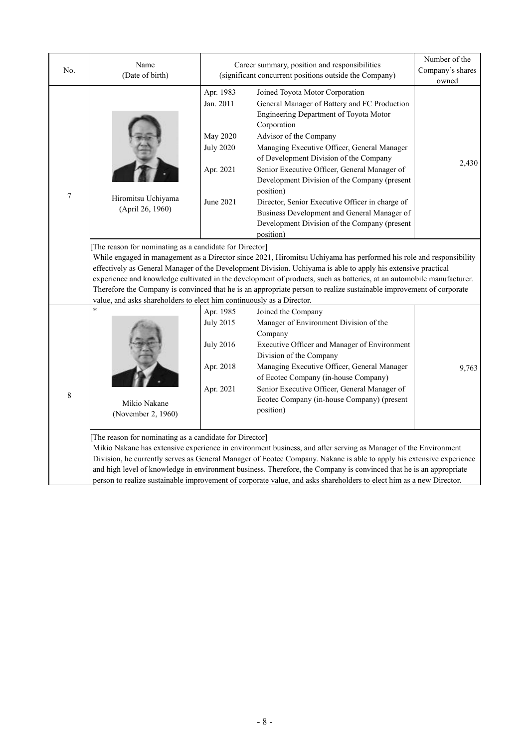| No. | Name<br>(Date of birth) | Career summary, position and responsibilities<br>(significant concurrent positions outside the Company) | | Number of the Company's shares owned |
|---|---|---|---|---|
| 7 | Hiromitsu Uchiyama<br>(April 26, 1960) | Apr. 1983 | Joined Toyota Motor Corporation | 2,430 |
| | | Jan. 2011 | General Manager of Battery and FC Production Engineering Department of Toyota Motor Corporation | |
| | | May 2020 | Advisor of the Company | |
| | | July 2020 | Managing Executive Officer, General Manager of Development Division of the Company | |
| | | Apr. 2021 | Senior Executive Officer, General Manager of Development Division of the Company (present position) | |
| | | June 2021 | Director, Senior Executive Officer in charge of Business Development and General Manager of Development Division of the Company (present position) | |
| | [The reason for nominating as a candidate for Director]<br>While engaged in management as a Director since 2021, Hiromitsu Uchiyama has performed his role and responsibility effectively as General Manager of the Development Division. Uchiyama is able to apply his extensive practical experience and knowledge cultivated in the development of products, such as batteries, at an automobile manufacturer. Therefore the Company is convinced that he is an appropriate person to realize sustainable improvement of corporate value, and asks shareholders to elect him continuously as a Director. | | | |
| 8 | *<br>Mikio Nakane<br>(November 2, 1960) | Apr. 1985 | Joined the Company | 9,763 |
| | | July 2015 | Manager of Environment Division of the Company | |
| | | July 2016 | Executive Officer and Manager of Environment Division of the Company | |
| | | Apr. 2018 | Managing Executive Officer, General Manager of Ecotec Company (in-house Company) | |
| | | Apr. 2021 | Senior Executive Officer, General Manager of Ecotec Company (in-house Company) (present position) | |
| | [The reason for nominating as a candidate for Director]<br>Mikio Nakane has extensive experience in environment business, and after serving as Manager of the Environment Division, he currently serves as General Manager of Ecotec Company. Nakane is able to apply his extensive experience and high level of knowledge in environment business. Therefore, the Company is convinced that he is an appropriate person to realize sustainable improvement of corporate value, and asks shareholders to elect him as a new Director. | | | |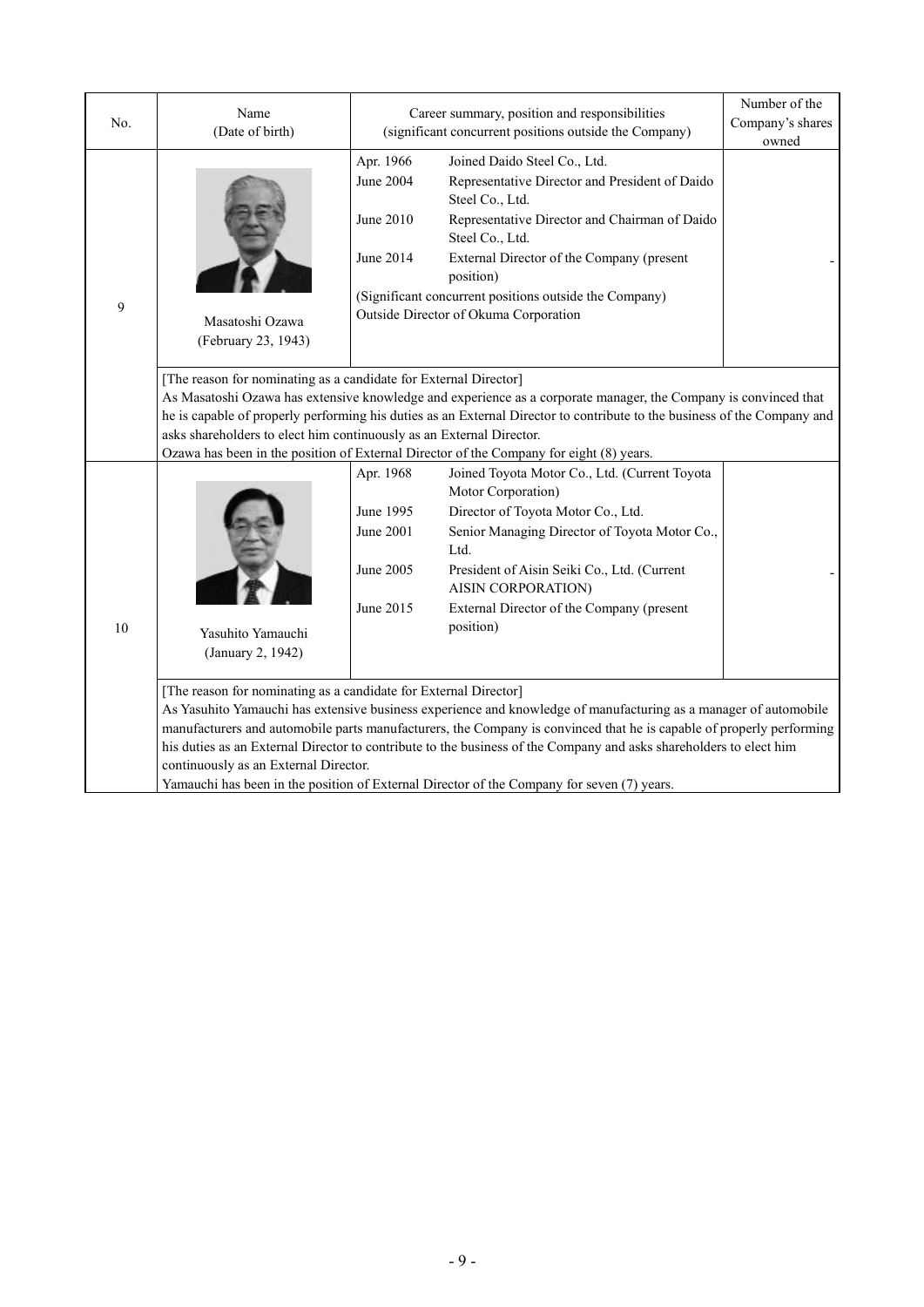| No. | Name (Date of birth) | Career summary, position and responsibilities (significant concurrent positions outside the Company) | Number of the Company's shares owned |
|---|---|---|---|
| 9 | Masatoshi Ozawa (February 23, 1943) | Apr. 1966 Joined Daido Steel Co., Ltd.<br>June 2004 Representative Director and President of Daido Steel Co., Ltd.<br>June 2010 Representative Director and Chairman of Daido Steel Co., Ltd.<br>June 2014 External Director of the Company (present position)<br>(Significant concurrent positions outside the Company)<br>Outside Director of Okuma Corporation | - |
| | [The reason for nominating as a candidate for External Director]<br>As Masatoshi Ozawa has extensive knowledge and experience as a corporate manager, the Company is convinced that he is capable of properly performing his duties as an External Director to contribute to the business of the Company and asks shareholders to elect him continuously as an External Director.<br>Ozawa has been in the position of External Director of the Company for eight (8) years. | | |
| 10 | Yasuhito Yamauchi (January 2, 1942) | Apr. 1968 Joined Toyota Motor Co., Ltd. (Current Toyota Motor Corporation)<br>June 1995 Director of Toyota Motor Co., Ltd.<br>June 2001 Senior Managing Director of Toyota Motor Co., Ltd.<br>June 2005 President of Aisin Seiki Co., Ltd. (Current AISIN CORPORATION)<br>June 2015 External Director of the Company (present position) | - |
| | [The reason for nominating as a candidate for External Director]<br>As Yasuhito Yamauchi has extensive business experience and knowledge of manufacturing as a manager of automobile manufacturers and automobile parts manufacturers, the Company is convinced that he is capable of properly performing his duties as an External Director to contribute to the business of the Company and asks shareholders to elect him continuously as an External Director.<br>Yamauchi has been in the position of External Director of the Company for seven (7) years. | | |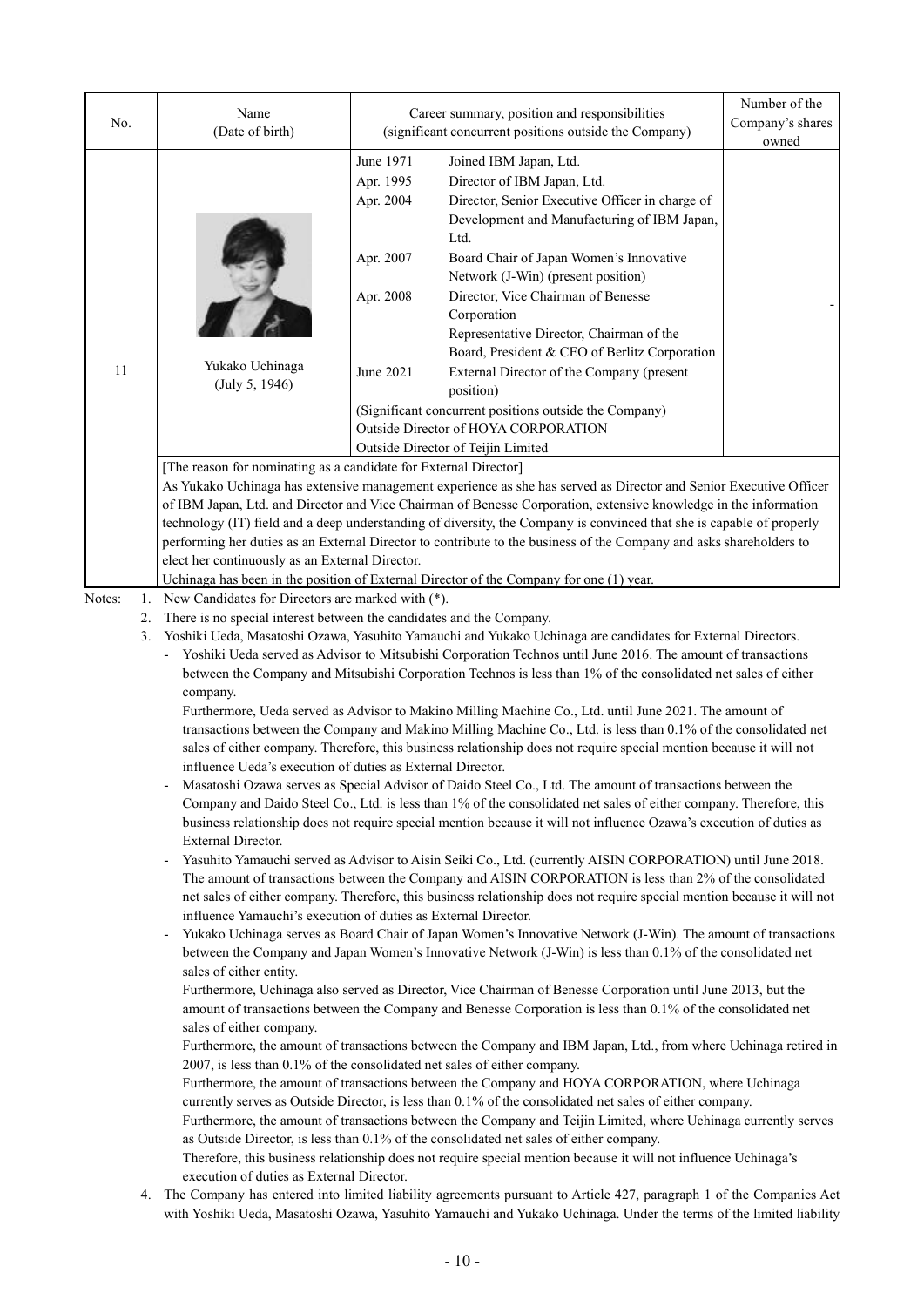| No. | Name (Date of birth) | Career summary, position and responsibilities (significant concurrent positions outside the Company) | Number of the Company's shares owned |
|---|---|---|---|
| 11 | Yukako Uchinaga (July 5, 1946) | June 1971 Joined IBM Japan, Ltd.<br>Apr. 1995 Director of IBM Japan, Ltd.<br>Apr. 2004 Director, Senior Executive Officer in charge of Development and Manufacturing of IBM Japan, Ltd.<br>Apr. 2007 Board Chair of Japan Women's Innovative Network (J-Win) (present position)<br>Apr. 2008 Director, Vice Chairman of Benesse Corporation<br>Representative Director, Chairman of the Board, President & CEO of Berlitz Corporation<br>June 2021 External Director of the Company (present position)<br>(Significant concurrent positions outside the Company)<br>Outside Director of HOYA CORPORATION<br>Outside Director of Teijin Limited | - |
| | [The reason for nominating as a candidate for External Director]<br>As Yukako Uchinaga has extensive management experience as she has served as Director and Senior Executive Officer of IBM Japan, Ltd. and Director and Vice Chairman of Benesse Corporation, extensive knowledge in the information technology (IT) field and a deep understanding of diversity, the Company is convinced that she is capable of properly performing her duties as an External Director to contribute to the business of the Company and asks shareholders to elect her continuously as an External Director.<br>Uchinaga has been in the position of External Director of the Company for one (1) year. | | |

Notes:

1. New Candidates for Directors are marked with (*).
2. There is no special interest between the candidates and the Company.
3. Yoshiki Ueda, Masatoshi Ozawa, Yasuhito Yamauchi and Yukako Uchinaga are candidates for External Directors.
   - Yoshiki Ueda served as Advisor to Mitsubishi Corporation Technos until June 2016. The amount of transactions between the Company and Mitsubishi Corporation Technos is less than 1% of the consolidated net sales of either company.
     Furthermore, Ueda served as Advisor to Makino Milling Machine Co., Ltd. until June 2021. The amount of transactions between the Company and Makino Milling Machine Co., Ltd. is less than 0.1% of the consolidated net sales of either company. Therefore, this business relationship does not require special mention because it will not influence Ueda's execution of duties as External Director.
   - Masatoshi Ozawa serves as Special Advisor of Daido Steel Co., Ltd. The amount of transactions between the Company and Daido Steel Co., Ltd. is less than 1% of the consolidated net sales of either company. Therefore, this business relationship does not require special mention because it will not influence Ozawa's execution of duties as External Director.
   - Yasuhito Yamauchi served as Advisor to Aisin Seiki Co., Ltd. (currently AISIN CORPORATION) until June 2018. The amount of transactions between the Company and AISIN CORPORATION is less than 2% of the consolidated net sales of either company. Therefore, this business relationship does not require special mention because it will not influence Yamauchi's execution of duties as External Director.
   - Yukako Uchinaga serves as Board Chair of Japan Women's Innovative Network (J-Win). The amount of transactions between the Company and Japan Women's Innovative Network (J-Win) is less than 0.1% of the consolidated net sales of either entity.
     Furthermore, Uchinaga also served as Director, Vice Chairman of Benesse Corporation until June 2013, but the amount of transactions between the Company and Benesse Corporation is less than 0.1% of the consolidated net sales of either company.
     Furthermore, the amount of transactions between the Company and IBM Japan, Ltd., from where Uchinaga retired in 2007, is less than 0.1% of the consolidated net sales of either company.
     Furthermore, the amount of transactions between the Company and HOYA CORPORATION, where Uchinaga currently serves as Outside Director, is less than 0.1% of the consolidated net sales of either company.
     Furthermore, the amount of transactions between the Company and Teijin Limited, where Uchinaga currently serves as Outside Director, is less than 0.1% of the consolidated net sales of either company.
     Therefore, this business relationship does not require special mention because it will not influence Uchinaga's execution of duties as External Director.
4. The Company has entered into limited liability agreements pursuant to Article 427, paragraph 1 of the Companies Act with Yoshiki Ueda, Masatoshi Ozawa, Yasuhito Yamauchi and Yukako Uchinaga. Under the terms of the limited liability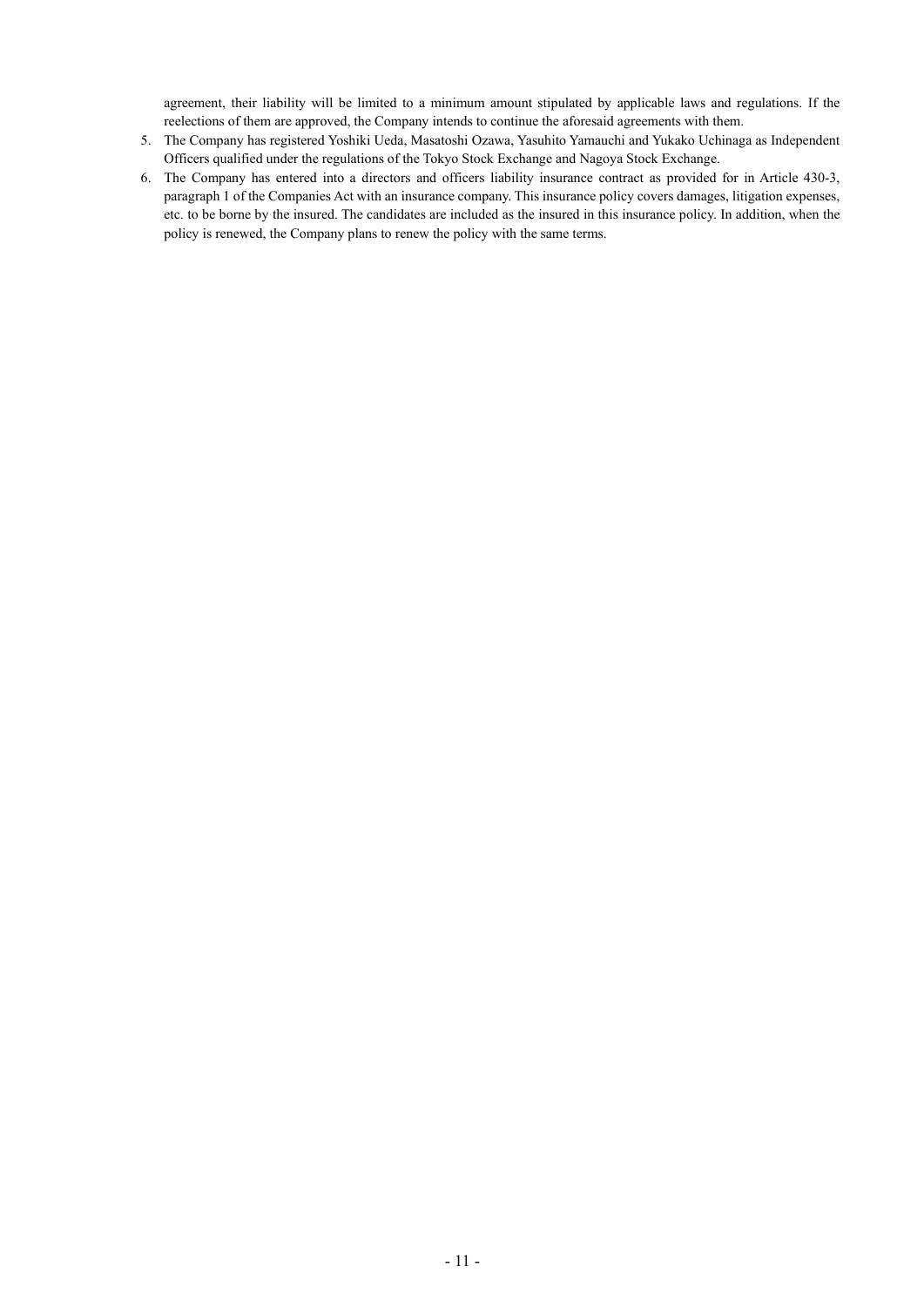agreement, their liability will be limited to a minimum amount stipulated by applicable laws and regulations. If the reelections of them are approved, the Company intends to continue the aforesaid agreements with them.

5. The Company has registered Yoshiki Ueda, Masatoshi Ozawa, Yasuhito Yamauchi and Yukako Uchinaga as Independent Officers qualified under the regulations of the Tokyo Stock Exchange and Nagoya Stock Exchange.
6. The Company has entered into a directors and officers liability insurance contract as provided for in Article 430-3, paragraph 1 of the Companies Act with an insurance company. This insurance policy covers damages, litigation expenses, etc. to be borne by the insured. The candidates are included as the insured in this insurance policy. In addition, when the policy is renewed, the Company plans to renew the policy with the same terms.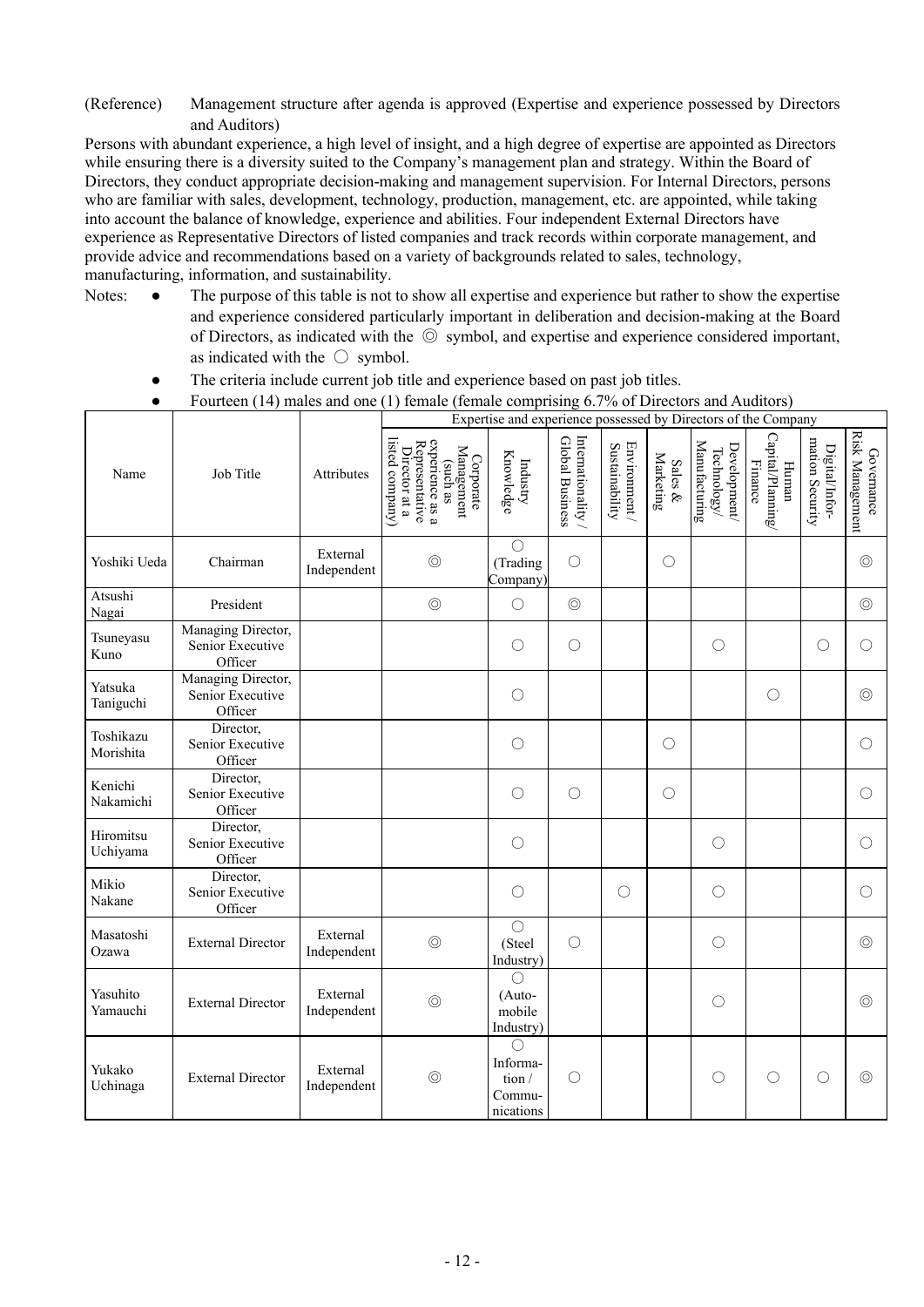(Reference) Management structure after agenda is approved (Expertise and experience possessed by Directors and Auditors)

Persons with abundant experience, a high level of insight, and a high degree of expertise are appointed as Directors while ensuring there is a diversity suited to the Company's management plan and strategy. Within the Board of Directors, they conduct appropriate decision-making and management supervision. For Internal Directors, persons who are familiar with sales, development, technology, production, management, etc. are appointed, while taking into account the balance of knowledge, experience and abilities. Four independent External Directors have experience as Representative Directors of listed companies and track records within corporate management, and provide advice and recommendations based on a variety of backgrounds related to sales, technology, manufacturing, information, and sustainability.

Notes:
- The purpose of this table is not to show all expertise and experience but rather to show the expertise and experience considered particularly important in deliberation and decision-making at the Board of Directors, as indicated with the ◎ symbol, and expertise and experience considered important, as indicated with the ○ symbol.
- The criteria include current job title and experience based on past job titles.
- Fourteen (14) males and one (1) female (female comprising 6.7% of Directors and Auditors)

| Name | Job Title | Attributes | Expertise and experience possessed by Directors of the Company | | | | | | | | |
|---|---|---|---|---|---|---|---|---|---|---|---|
| | | | Corporate Management (such as experience as a Representative Director at a listed company) | Industry Knowledge | Internationality / Global Business | Environment / Sustainability | Sales & Marketing | Development/ Technology/ Manufacturing | Human Capital/Planning/ Finance | Digital/Information Security | Governance Risk Management |
| Yoshiki Ueda | Chairman | External Independent | ◎ | ○ (Trading Company) | ○ | | ○ | | | | ◎ |
| Atsushi Nagai | President | | ◎ | ○ | ◎ | | | | | | ◎ |
| Tsuneyasu Kuno | Managing Director, Senior Executive Officer | | | ○ | ○ | | | ○ | | ○ | ○ |
| Yatsuka Taniguchi | Managing Director, Senior Executive Officer | | | ○ | | | | | ○ | | ◎ |
| Toshikazu Morishita | Director, Senior Executive Officer | | | ○ | | | ○ | | | | ○ |
| Kenichi Nakamichi | Director, Senior Executive Officer | | | ○ | ○ | | ○ | | | | ○ |
| Hiromitsu Uchiyama | Director, Senior Executive Officer | | | ○ | | | | ○ | | | ○ |
| Mikio Nakane | Director, Senior Executive Officer | | | ○ | | ○ | | ○ | | | ○ |
| Masatoshi Ozawa | External Director | External Independent | ◎ | ○ (Steel Industry) | ○ | | | ○ | | | ◎ |
| Yasuhito Yamauchi | External Director | External Independent | ◎ | ○ (Automobile Industry) | | | | ○ | | | ◎ |
| Yukako Uchinaga | External Director | External Independent | ◎ | ○ Information / Communications | ○ | | | ○ | ○ | ○ | ◎ |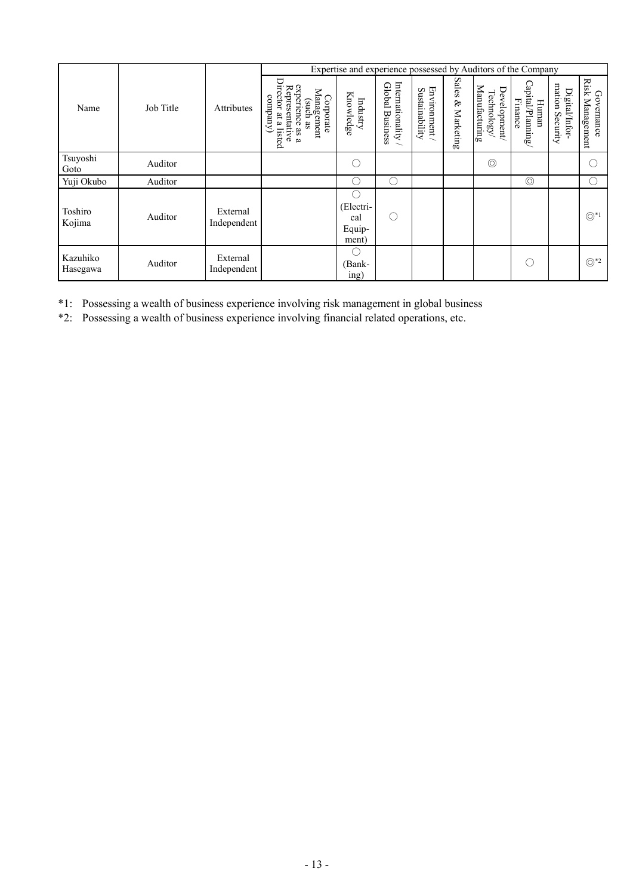| Name | Job Title | Attributes | Expertise and experience possessed by Auditors of the Company | | | | | | | | |
|---|---|---|---|---|---|---|---|---|---|---|---|
| | | | Corporate Management (such as experience as a Representative Director at a listed company) | Industry Knowledge | Internationality / Global Business | Environment / Sustainability | Sales & Marketing | Development/ Technology/ Manufacturing | Human Capital/Planning/ Finance | Digital/Information Security | Governance Risk Management |
| Tsuyoshi Goto | Auditor | | | ○ | | | | ◎ | | | ○ |
| Yuji Okubo | Auditor | | | ○ | ○ | | | | ◎ | | ○ |
| Toshiro Kojima | Auditor | External Independent | | ○ (Electrical Equipment) | ○ | | | | | | ◎*1 |
| Kazuhiko Hasegawa | Auditor | External Independent | | ○ (Banking) | | | | | ○ | | ◎*2 |

*1: Possessing a wealth of business experience involving risk management in global business

*2: Possessing a wealth of business experience involving financial related operations, etc.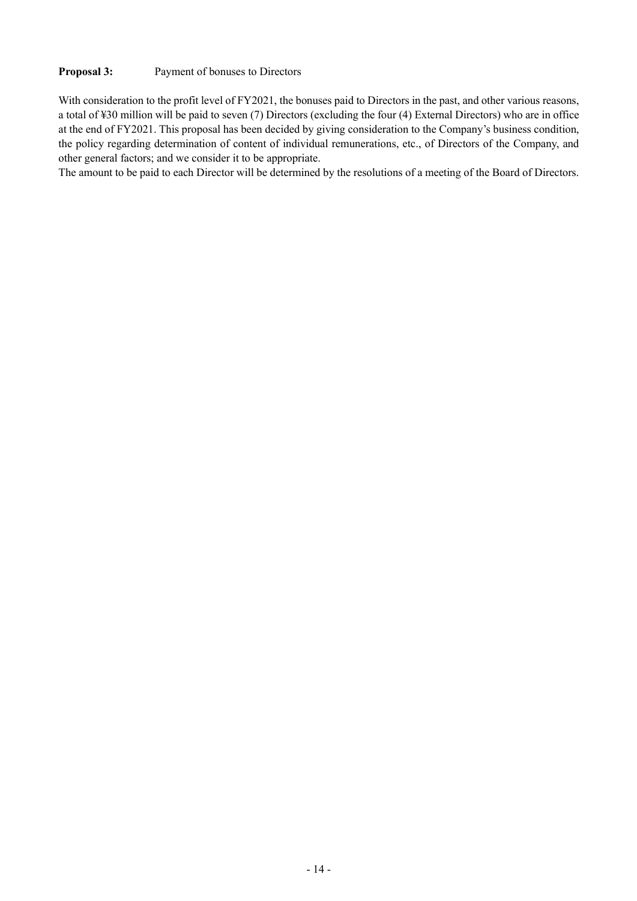**Proposal 3:** Payment of bonuses to Directors

With consideration to the profit level of FY2021, the bonuses paid to Directors in the past, and other various reasons, a total of ¥30 million will be paid to seven (7) Directors (excluding the four (4) External Directors) who are in office at the end of FY2021. This proposal has been decided by giving consideration to the Company's business condition, the policy regarding determination of content of individual remunerations, etc., of Directors of the Company, and other general factors; and we consider it to be appropriate.

The amount to be paid to each Director will be determined by the resolutions of a meeting of the Board of Directors.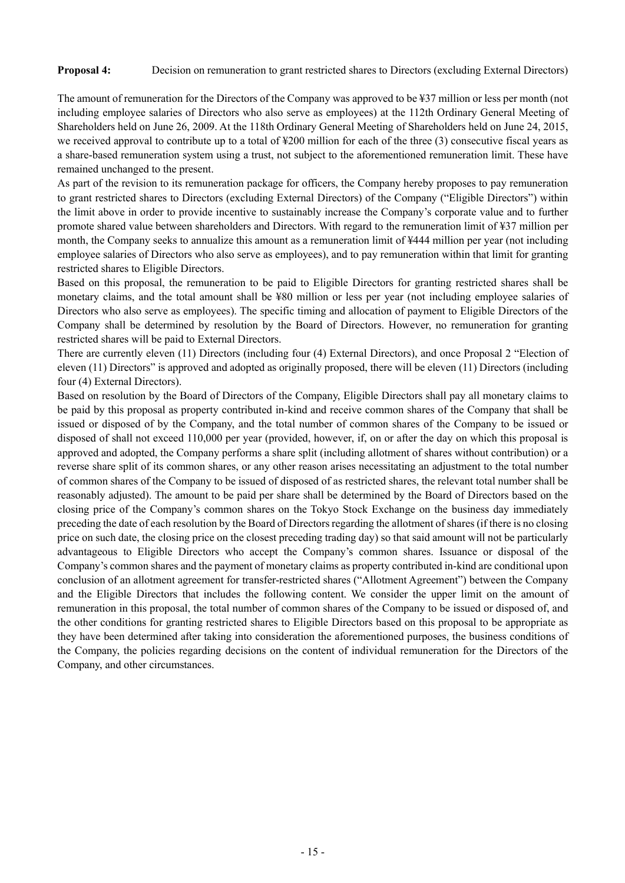**Proposal 4:** Decision on remuneration to grant restricted shares to Directors (excluding External Directors)

The amount of remuneration for the Directors of the Company was approved to be ¥37 million or less per month (not including employee salaries of Directors who also serve as employees) at the 112th Ordinary General Meeting of Shareholders held on June 26, 2009. At the 118th Ordinary General Meeting of Shareholders held on June 24, 2015, we received approval to contribute up to a total of ¥200 million for each of the three (3) consecutive fiscal years as a share-based remuneration system using a trust, not subject to the aforementioned remuneration limit. These have remained unchanged to the present.

As part of the revision to its remuneration package for officers, the Company hereby proposes to pay remuneration to grant restricted shares to Directors (excluding External Directors) of the Company ("Eligible Directors") within the limit above in order to provide incentive to sustainably increase the Company's corporate value and to further promote shared value between shareholders and Directors. With regard to the remuneration limit of ¥37 million per month, the Company seeks to annualize this amount as a remuneration limit of ¥444 million per year (not including employee salaries of Directors who also serve as employees), and to pay remuneration within that limit for granting restricted shares to Eligible Directors.

Based on this proposal, the remuneration to be paid to Eligible Directors for granting restricted shares shall be monetary claims, and the total amount shall be ¥80 million or less per year (not including employee salaries of Directors who also serve as employees). The specific timing and allocation of payment to Eligible Directors of the Company shall be determined by resolution by the Board of Directors. However, no remuneration for granting restricted shares will be paid to External Directors.

There are currently eleven (11) Directors (including four (4) External Directors), and once Proposal 2 "Election of eleven (11) Directors" is approved and adopted as originally proposed, there will be eleven (11) Directors (including four (4) External Directors).

Based on resolution by the Board of Directors of the Company, Eligible Directors shall pay all monetary claims to be paid by this proposal as property contributed in-kind and receive common shares of the Company that shall be issued or disposed of by the Company, and the total number of common shares of the Company to be issued or disposed of shall not exceed 110,000 per year (provided, however, if, on or after the day on which this proposal is approved and adopted, the Company performs a share split (including allotment of shares without contribution) or a reverse share split of its common shares, or any other reason arises necessitating an adjustment to the total number of common shares of the Company to be issued of disposed of as restricted shares, the relevant total number shall be reasonably adjusted). The amount to be paid per share shall be determined by the Board of Directors based on the closing price of the Company's common shares on the Tokyo Stock Exchange on the business day immediately preceding the date of each resolution by the Board of Directors regarding the allotment of shares (if there is no closing price on such date, the closing price on the closest preceding trading day) so that said amount will not be particularly advantageous to Eligible Directors who accept the Company's common shares. Issuance or disposal of the Company's common shares and the payment of monetary claims as property contributed in-kind are conditional upon conclusion of an allotment agreement for transfer-restricted shares ("Allotment Agreement") between the Company and the Eligible Directors that includes the following content. We consider the upper limit on the amount of remuneration in this proposal, the total number of common shares of the Company to be issued or disposed of, and the other conditions for granting restricted shares to Eligible Directors based on this proposal to be appropriate as they have been determined after taking into consideration the aforementioned purposes, the business conditions of the Company, the policies regarding decisions on the content of individual remuneration for the Directors of the Company, and other circumstances.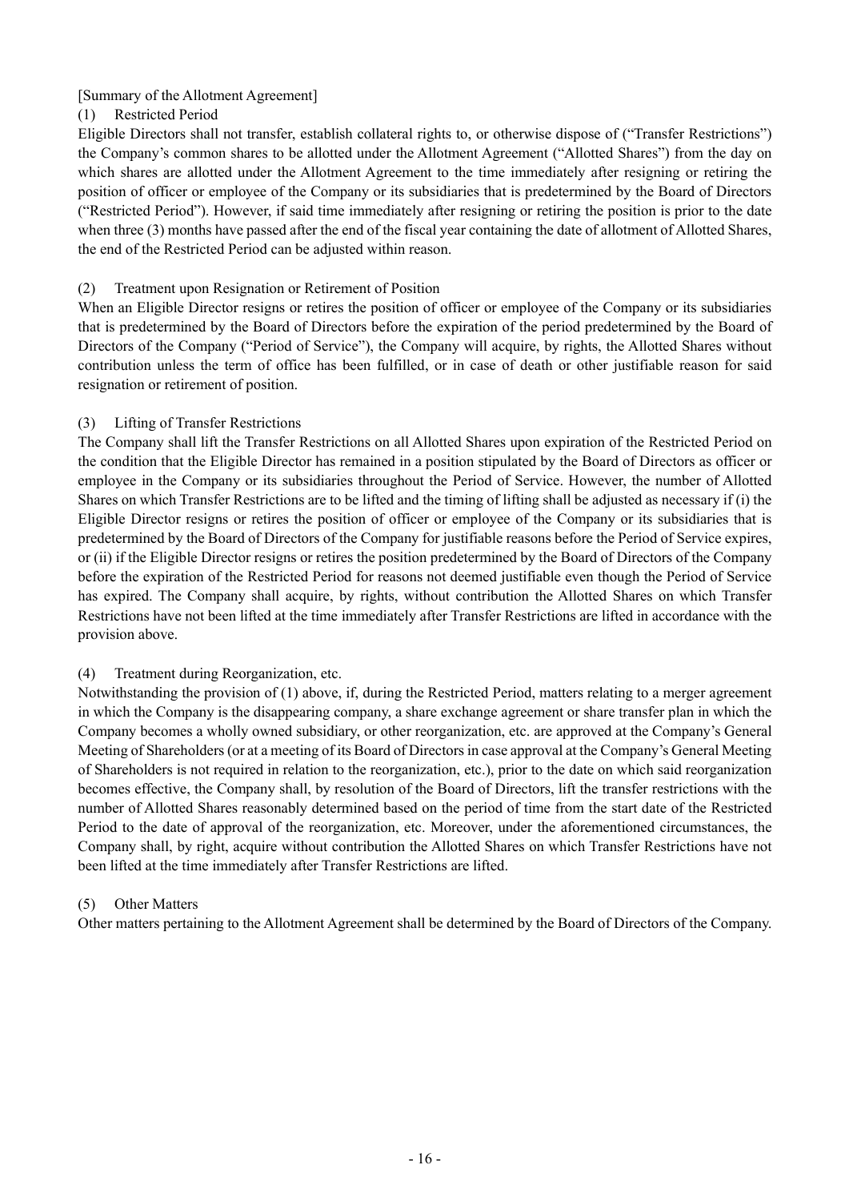[Summary of the Allotment Agreement]

(1) Restricted Period

Eligible Directors shall not transfer, establish collateral rights to, or otherwise dispose of ("Transfer Restrictions") the Company's common shares to be allotted under the Allotment Agreement ("Allotted Shares") from the day on which shares are allotted under the Allotment Agreement to the time immediately after resigning or retiring the position of officer or employee of the Company or its subsidiaries that is predetermined by the Board of Directors ("Restricted Period"). However, if said time immediately after resigning or retiring the position is prior to the date when three (3) months have passed after the end of the fiscal year containing the date of allotment of Allotted Shares, the end of the Restricted Period can be adjusted within reason.

(2) Treatment upon Resignation or Retirement of Position

When an Eligible Director resigns or retires the position of officer or employee of the Company or its subsidiaries that is predetermined by the Board of Directors before the expiration of the period predetermined by the Board of Directors of the Company ("Period of Service"), the Company will acquire, by rights, the Allotted Shares without contribution unless the term of office has been fulfilled, or in case of death or other justifiable reason for said resignation or retirement of position.

(3) Lifting of Transfer Restrictions

The Company shall lift the Transfer Restrictions on all Allotted Shares upon expiration of the Restricted Period on the condition that the Eligible Director has remained in a position stipulated by the Board of Directors as officer or employee in the Company or its subsidiaries throughout the Period of Service. However, the number of Allotted Shares on which Transfer Restrictions are to be lifted and the timing of lifting shall be adjusted as necessary if (i) the Eligible Director resigns or retires the position of officer or employee of the Company or its subsidiaries that is predetermined by the Board of Directors of the Company for justifiable reasons before the Period of Service expires, or (ii) if the Eligible Director resigns or retires the position predetermined by the Board of Directors of the Company before the expiration of the Restricted Period for reasons not deemed justifiable even though the Period of Service has expired. The Company shall acquire, by rights, without contribution the Allotted Shares on which Transfer Restrictions have not been lifted at the time immediately after Transfer Restrictions are lifted in accordance with the provision above.

(4) Treatment during Reorganization, etc.

Notwithstanding the provision of (1) above, if, during the Restricted Period, matters relating to a merger agreement in which the Company is the disappearing company, a share exchange agreement or share transfer plan in which the Company becomes a wholly owned subsidiary, or other reorganization, etc. are approved at the Company's General Meeting of Shareholders (or at a meeting of its Board of Directors in case approval at the Company's General Meeting of Shareholders is not required in relation to the reorganization, etc.), prior to the date on which said reorganization becomes effective, the Company shall, by resolution of the Board of Directors, lift the transfer restrictions with the number of Allotted Shares reasonably determined based on the period of time from the start date of the Restricted Period to the date of approval of the reorganization, etc. Moreover, under the aforementioned circumstances, the Company shall, by right, acquire without contribution the Allotted Shares on which Transfer Restrictions have not been lifted at the time immediately after Transfer Restrictions are lifted.

(5) Other Matters

Other matters pertaining to the Allotment Agreement shall be determined by the Board of Directors of the Company.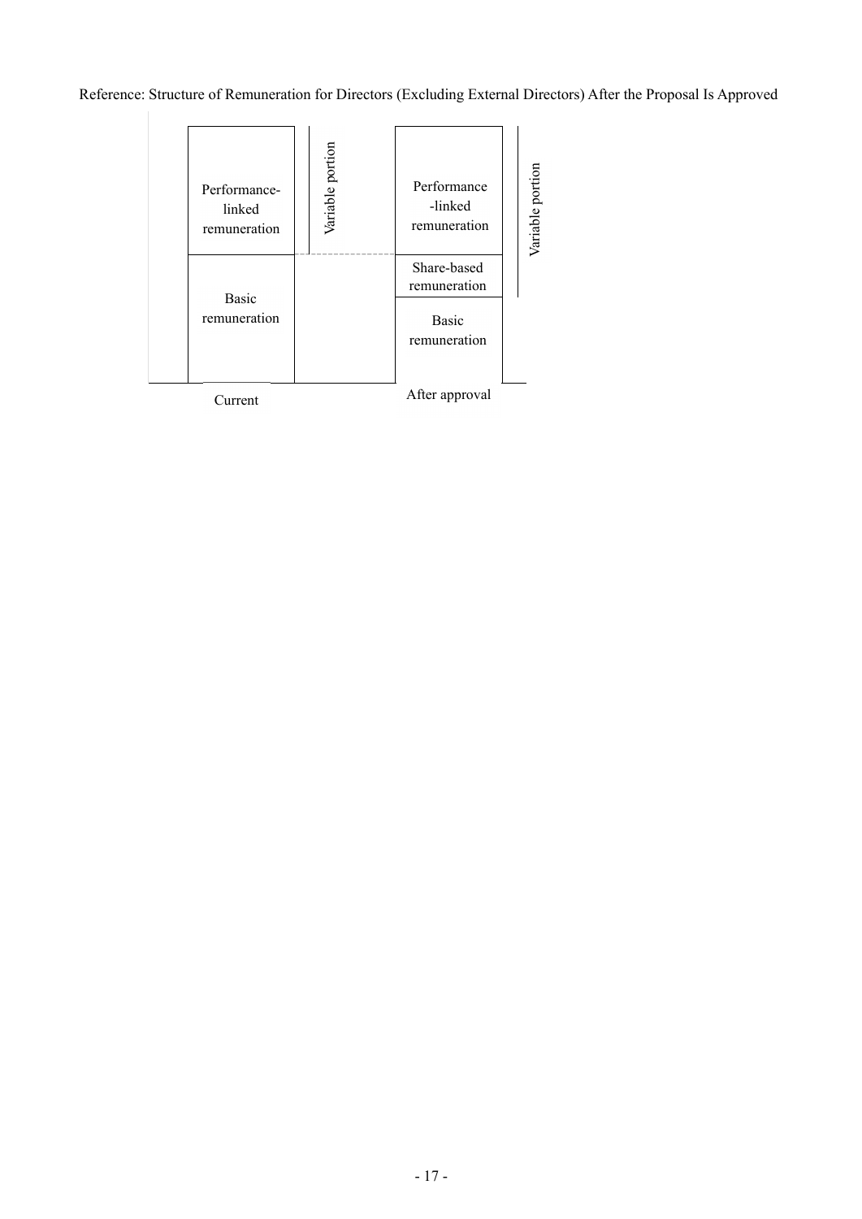Reference: Structure of Remuneration for Directors (Excluding External Directors) After the Proposal Is Approved

| Current | After approval |
| --- | --- |
| Performance-linked remuneration (Variable portion) | Performance-linked remuneration (Variable portion) |
| | Share-based remuneration (Variable portion) |
| Basic remuneration | Basic remuneration |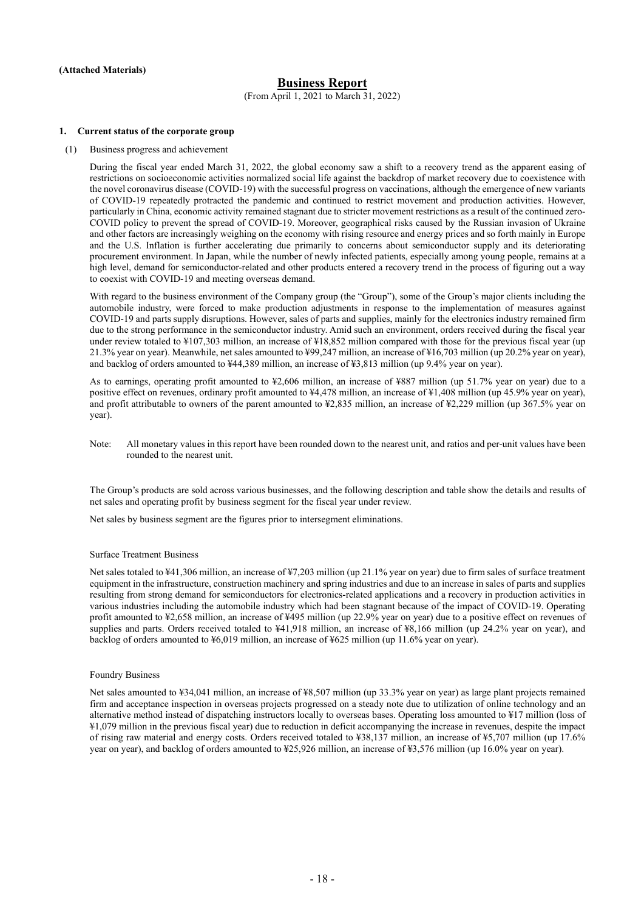**(Attached Materials)**

# Business Report

(From April 1, 2021 to March 31, 2022)

## 1. Current status of the corporate group

### (1) Business progress and achievement

During the fiscal year ended March 31, 2022, the global economy saw a shift to a recovery trend as the apparent easing of restrictions on socioeconomic activities normalized social life against the backdrop of market recovery due to coexistence with the novel coronavirus disease (COVID-19) with the successful progress on vaccinations, although the emergence of new variants of COVID-19 repeatedly protracted the pandemic and continued to restrict movement and production activities. However, particularly in China, economic activity remained stagnant due to stricter movement restrictions as a result of the continued zero-COVID policy to prevent the spread of COVID-19. Moreover, geographical risks caused by the Russian invasion of Ukraine and other factors are increasingly weighing on the economy with rising resource and energy prices and so forth mainly in Europe and the U.S. Inflation is further accelerating due primarily to concerns about semiconductor supply and its deteriorating procurement environment. In Japan, while the number of newly infected patients, especially among young people, remains at a high level, demand for semiconductor-related and other products entered a recovery trend in the process of figuring out a way to coexist with COVID-19 and meeting overseas demand.

With regard to the business environment of the Company group (the "Group"), some of the Group's major clients including the automobile industry, were forced to make production adjustments in response to the implementation of measures against COVID-19 and parts supply disruptions. However, sales of parts and supplies, mainly for the electronics industry remained firm due to the strong performance in the semiconductor industry. Amid such an environment, orders received during the fiscal year under review totaled to ¥107,303 million, an increase of ¥18,852 million compared with those for the previous fiscal year (up 21.3% year on year). Meanwhile, net sales amounted to ¥99,247 million, an increase of ¥16,703 million (up 20.2% year on year), and backlog of orders amounted to ¥44,389 million, an increase of ¥3,813 million (up 9.4% year on year).

As to earnings, operating profit amounted to ¥2,606 million, an increase of ¥887 million (up 51.7% year on year) due to a positive effect on revenues, ordinary profit amounted to ¥4,478 million, an increase of ¥1,408 million (up 45.9% year on year), and profit attributable to owners of the parent amounted to ¥2,835 million, an increase of ¥2,229 million (up 367.5% year on year).

Note: All monetary values in this report have been rounded down to the nearest unit, and ratios and per-unit values have been rounded to the nearest unit.

The Group's products are sold across various businesses, and the following description and table show the details and results of net sales and operating profit by business segment for the fiscal year under review.

Net sales by business segment are the figures prior to intersegment eliminations.

Surface Treatment Business

Net sales totaled to ¥41,306 million, an increase of ¥7,203 million (up 21.1% year on year) due to firm sales of surface treatment equipment in the infrastructure, construction machinery and spring industries and due to an increase in sales of parts and supplies resulting from strong demand for semiconductors for electronics-related applications and a recovery in production activities in various industries including the automobile industry which had been stagnant because of the impact of COVID-19. Operating profit amounted to ¥2,658 million, an increase of ¥495 million (up 22.9% year on year) due to a positive effect on revenues of supplies and parts. Orders received totaled to ¥41,918 million, an increase of ¥8,166 million (up 24.2% year on year), and backlog of orders amounted to ¥6,019 million, an increase of ¥625 million (up 11.6% year on year).

Foundry Business

Net sales amounted to ¥34,041 million, an increase of ¥8,507 million (up 33.3% year on year) as large plant projects remained firm and acceptance inspection in overseas projects progressed on a steady note due to utilization of online technology and an alternative method instead of dispatching instructors locally to overseas bases. Operating loss amounted to ¥17 million (loss of ¥1,079 million in the previous fiscal year) due to reduction in deficit accompanying the increase in revenues, despite the impact of rising raw material and energy costs. Orders received totaled to ¥38,137 million, an increase of ¥5,707 million (up 17.6% year on year), and backlog of orders amounted to ¥25,926 million, an increase of ¥3,576 million (up 16.0% year on year).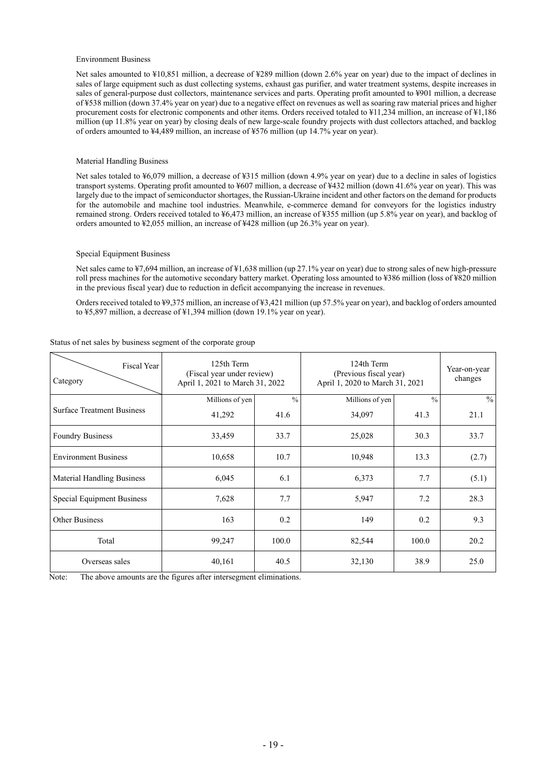### Environment Business

Net sales amounted to ¥10,851 million, a decrease of ¥289 million (down 2.6% year on year) due to the impact of declines in sales of large equipment such as dust collecting systems, exhaust gas purifier, and water treatment systems, despite increases in sales of general-purpose dust collectors, maintenance services and parts. Operating profit amounted to ¥901 million, a decrease of ¥538 million (down 37.4% year on year) due to a negative effect on revenues as well as soaring raw material prices and higher procurement costs for electronic components and other items. Orders received totaled to ¥11,234 million, an increase of ¥1,186 million (up 11.8% year on year) by closing deals of new large-scale foundry projects with dust collectors attached, and backlog of orders amounted to ¥4,489 million, an increase of ¥576 million (up 14.7% year on year).

### Material Handling Business

Net sales totaled to ¥6,079 million, a decrease of ¥315 million (down 4.9% year on year) due to a decline in sales of logistics transport systems. Operating profit amounted to ¥607 million, a decrease of ¥432 million (down 41.6% year on year). This was largely due to the impact of semiconductor shortages, the Russian-Ukraine incident and other factors on the demand for products for the automobile and machine tool industries. Meanwhile, e-commerce demand for conveyors for the logistics industry remained strong. Orders received totaled to ¥6,473 million, an increase of ¥355 million (up 5.8% year on year), and backlog of orders amounted to ¥2,055 million, an increase of ¥428 million (up 26.3% year on year).

### Special Equipment Business

Net sales came to ¥7,694 million, an increase of ¥1,638 million (up 27.1% year on year) due to strong sales of new high-pressure roll press machines for the automotive secondary battery market. Operating loss amounted to ¥386 million (loss of ¥820 million in the previous fiscal year) due to reduction in deficit accompanying the increase in revenues.

Orders received totaled to ¥9,375 million, an increase of ¥3,421 million (up 57.5% year on year), and backlog of orders amounted to ¥5,897 million, a decrease of ¥1,394 million (down 19.1% year on year).

Status of net sales by business segment of the corporate group

| Category \ Fiscal Year | 125th Term (Fiscal year under review) April 1, 2021 to March 31, 2022 | | 124th Term (Previous fiscal year) April 1, 2020 to March 31, 2021 | | Year-on-year changes |
|---|---|---|---|---|---|
| | Millions of yen | % | Millions of yen | % | % |
| Surface Treatment Business | 41,292 | 41.6 | 34,097 | 41.3 | 21.1 |
| Foundry Business | 33,459 | 33.7 | 25,028 | 30.3 | 33.7 |
| Environment Business | 10,658 | 10.7 | 10,948 | 13.3 | (2.7) |
| Material Handling Business | 6,045 | 6.1 | 6,373 | 7.7 | (5.1) |
| Special Equipment Business | 7,628 | 7.7 | 5,947 | 7.2 | 28.3 |
| Other Business | 163 | 0.2 | 149 | 0.2 | 9.3 |
| Total | 99,247 | 100.0 | 82,544 | 100.0 | 20.2 |
| Overseas sales | 40,161 | 40.5 | 32,130 | 38.9 | 25.0 |

Note: The above amounts are the figures after intersegment eliminations.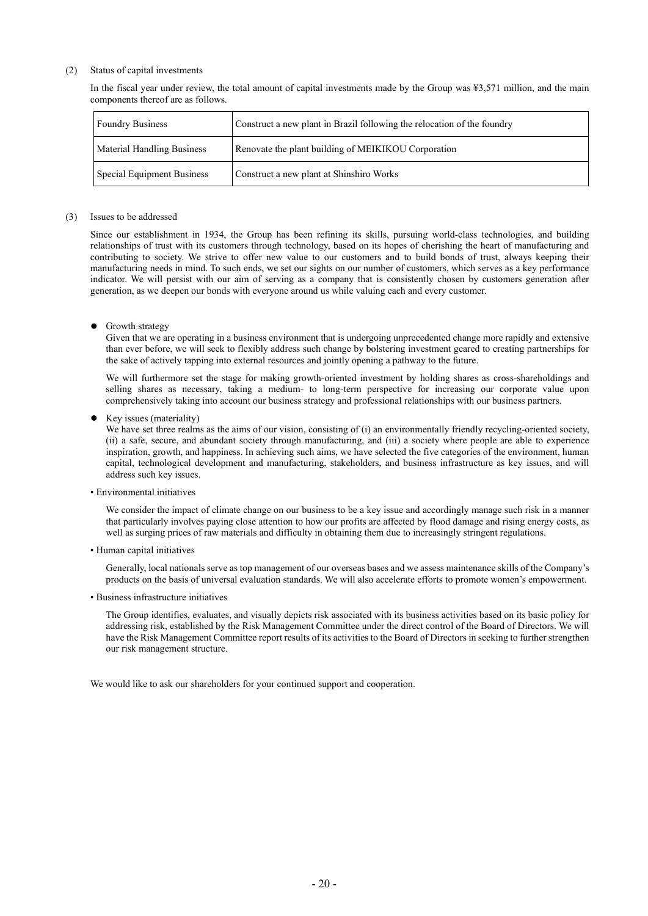(2) Status of capital investments

In the fiscal year under review, the total amount of capital investments made by the Group was ¥3,571 million, and the main components thereof are as follows.

| Foundry Business | Construct a new plant in Brazil following the relocation of the foundry |
|---|---|
| Material Handling Business | Renovate the plant building of MEIKIKOU Corporation |
| Special Equipment Business | Construct a new plant at Shinshiro Works |

(3) Issues to be addressed

Since our establishment in 1934, the Group has been refining its skills, pursuing world-class technologies, and building relationships of trust with its customers through technology, based on its hopes of cherishing the heart of manufacturing and contributing to society. We strive to offer new value to our customers and to build bonds of trust, always keeping their manufacturing needs in mind. To such ends, we set our sights on our number of customers, which serves as a key performance indicator. We will persist with our aim of serving as a company that is consistently chosen by customers generation after generation, as we deepen our bonds with everyone around us while valuing each and every customer.

- Growth strategy

  Given that we are operating in a business environment that is undergoing unprecedented change more rapidly and extensive than ever before, we will seek to flexibly address such change by bolstering investment geared to creating partnerships for the sake of actively tapping into external resources and jointly opening a pathway to the future.

  We will furthermore set the stage for making growth-oriented investment by holding shares as cross-shareholdings and selling shares as necessary, taking a medium- to long-term perspective for increasing our corporate value upon comprehensively taking into account our business strategy and professional relationships with our business partners.

- Key issues (materiality)

  We have set three realms as the aims of our vision, consisting of (i) an environmentally friendly recycling-oriented society, (ii) a safe, secure, and abundant society through manufacturing, and (iii) a society where people are able to experience inspiration, growth, and happiness. In achieving such aims, we have selected the five categories of the environment, human capital, technological development and manufacturing, stakeholders, and business infrastructure as key issues, and will address such key issues.

• Environmental initiatives

We consider the impact of climate change on our business to be a key issue and accordingly manage such risk in a manner that particularly involves paying close attention to how our profits are affected by flood damage and rising energy costs, as well as surging prices of raw materials and difficulty in obtaining them due to increasingly stringent regulations.

• Human capital initiatives

Generally, local nationals serve as top management of our overseas bases and we assess maintenance skills of the Company's products on the basis of universal evaluation standards. We will also accelerate efforts to promote women's empowerment.

• Business infrastructure initiatives

The Group identifies, evaluates, and visually depicts risk associated with its business activities based on its basic policy for addressing risk, established by the Risk Management Committee under the direct control of the Board of Directors. We will have the Risk Management Committee report results of its activities to the Board of Directors in seeking to further strengthen our risk management structure.

We would like to ask our shareholders for your continued support and cooperation.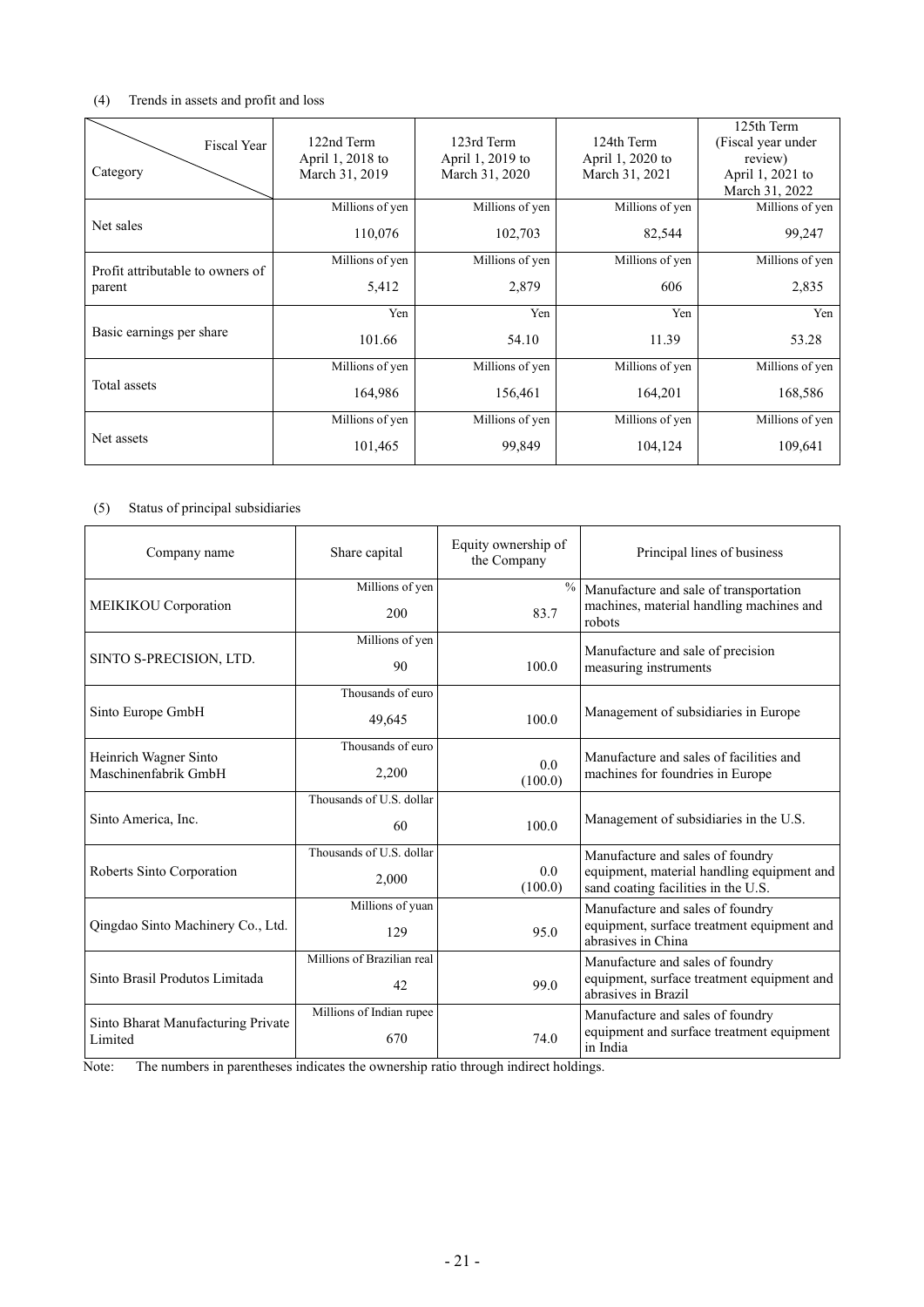(4) Trends in assets and profit and loss

| Category \ Fiscal Year | 122nd Term April 1, 2018 to March 31, 2019 | 123rd Term April 1, 2019 to March 31, 2020 | 124th Term April 1, 2020 to March 31, 2021 | 125th Term (Fiscal year under review) April 1, 2021 to March 31, 2022 |
|---|---|---|---|---|
| Net sales | Millions of yen 110,076 | Millions of yen 102,703 | Millions of yen 82,544 | Millions of yen 99,247 |
| Profit attributable to owners of parent | Millions of yen 5,412 | Millions of yen 2,879 | Millions of yen 606 | Millions of yen 2,835 |
| Basic earnings per share | Yen 101.66 | Yen 54.10 | Yen 11.39 | Yen 53.28 |
| Total assets | Millions of yen 164,986 | Millions of yen 156,461 | Millions of yen 164,201 | Millions of yen 168,586 |
| Net assets | Millions of yen 101,465 | Millions of yen 99,849 | Millions of yen 104,124 | Millions of yen 109,641 |

(5) Status of principal subsidiaries

| Company name | Share capital | Equity ownership of the Company | Principal lines of business |
|---|---|---|---|
| MEIKIKOU Corporation | Millions of yen 200 | % 83.7 | Manufacture and sale of transportation machines, material handling machines and robots |
| SINTO S-PRECISION, LTD. | Millions of yen 90 | 100.0 | Manufacture and sale of precision measuring instruments |
| Sinto Europe GmbH | Thousands of euro 49,645 | 100.0 | Management of subsidiaries in Europe |
| Heinrich Wagner Sinto Maschinenfabrik GmbH | Thousands of euro 2,200 | 0.0 (100.0) | Manufacture and sales of facilities and machines for foundries in Europe |
| Sinto America, Inc. | Thousands of U.S. dollar 60 | 100.0 | Management of subsidiaries in the U.S. |
| Roberts Sinto Corporation | Thousands of U.S. dollar 2,000 | 0.0 (100.0) | Manufacture and sales of foundry equipment, material handling equipment and sand coating facilities in the U.S. |
| Qingdao Sinto Machinery Co., Ltd. | Millions of yuan 129 | 95.0 | Manufacture and sales of foundry equipment, surface treatment equipment and abrasives in China |
| Sinto Brasil Produtos Limitada | Millions of Brazilian real 42 | 99.0 | Manufacture and sales of foundry equipment, surface treatment equipment and abrasives in Brazil |
| Sinto Bharat Manufacturing Private Limited | Millions of Indian rupee 670 | 74.0 | Manufacture and sales of foundry equipment and surface treatment equipment in India |

Note: The numbers in parentheses indicates the ownership ratio through indirect holdings.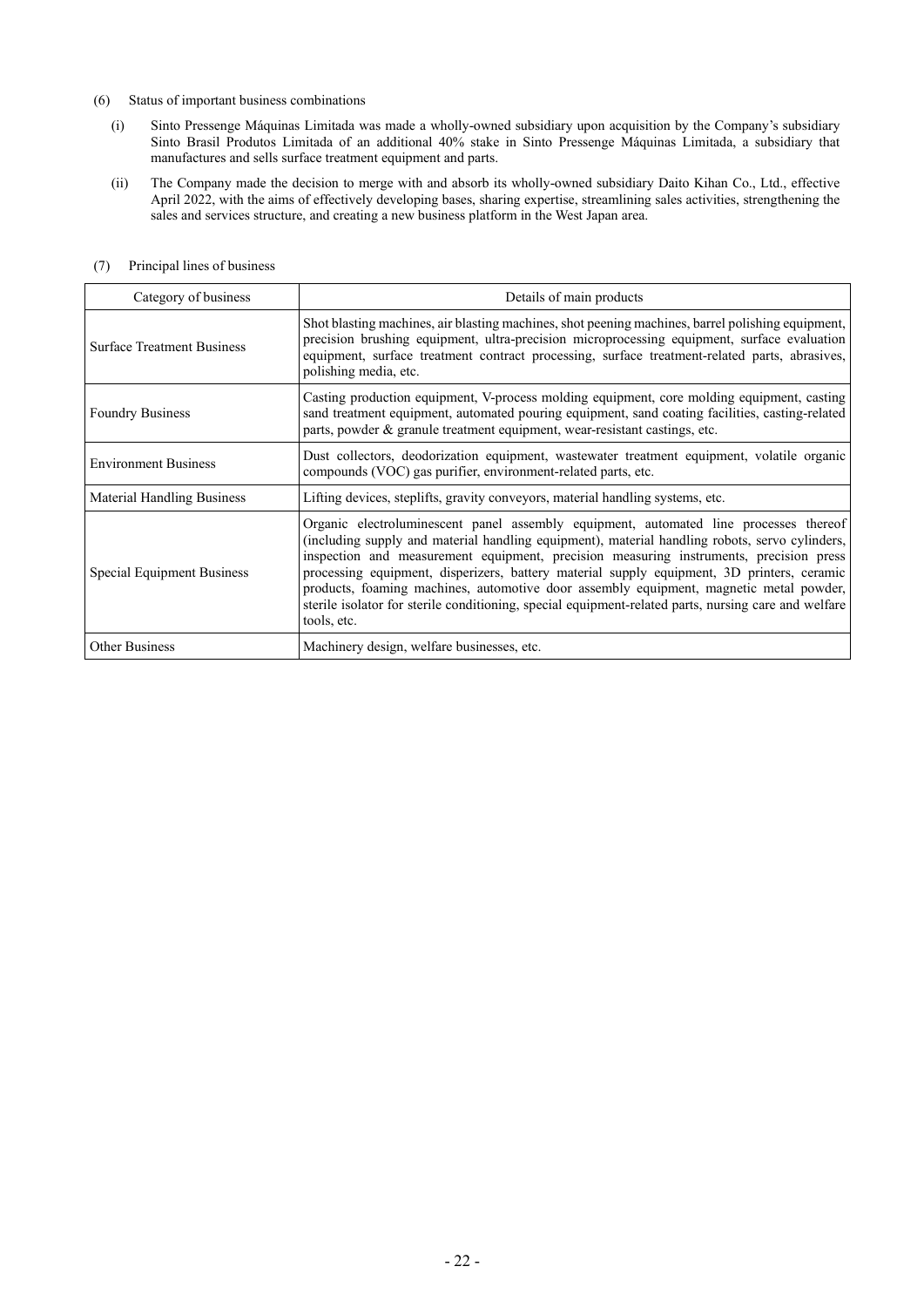(6) Status of important business combinations

(i) Sinto Pressenge Máquinas Limitada was made a wholly-owned subsidiary upon acquisition by the Company's subsidiary Sinto Brasil Produtos Limitada of an additional 40% stake in Sinto Pressenge Máquinas Limitada, a subsidiary that manufactures and sells surface treatment equipment and parts.

(ii) The Company made the decision to merge with and absorb its wholly-owned subsidiary Daito Kihan Co., Ltd., effective April 2022, with the aims of effectively developing bases, sharing expertise, streamlining sales activities, strengthening the sales and services structure, and creating a new business platform in the West Japan area.

(7) Principal lines of business

| Category of business | Details of main products |
|---|---|
| Surface Treatment Business | Shot blasting machines, air blasting machines, shot peening machines, barrel polishing equipment, precision brushing equipment, ultra-precision microprocessing equipment, surface evaluation equipment, surface treatment contract processing, surface treatment-related parts, abrasives, polishing media, etc. |
| Foundry Business | Casting production equipment, V-process molding equipment, core molding equipment, casting sand treatment equipment, automated pouring equipment, sand coating facilities, casting-related parts, powder & granule treatment equipment, wear-resistant castings, etc. |
| Environment Business | Dust collectors, deodorization equipment, wastewater treatment equipment, volatile organic compounds (VOC) gas purifier, environment-related parts, etc. |
| Material Handling Business | Lifting devices, steplifts, gravity conveyors, material handling systems, etc. |
| Special Equipment Business | Organic electroluminescent panel assembly equipment, automated line processes thereof (including supply and material handling equipment), material handling robots, servo cylinders, inspection and measurement equipment, precision measuring instruments, precision press processing equipment, disperizers, battery material supply equipment, 3D printers, ceramic products, foaming machines, automotive door assembly equipment, magnetic metal powder, sterile isolator for sterile conditioning, special equipment-related parts, nursing care and welfare tools, etc. |
| Other Business | Machinery design, welfare businesses, etc. |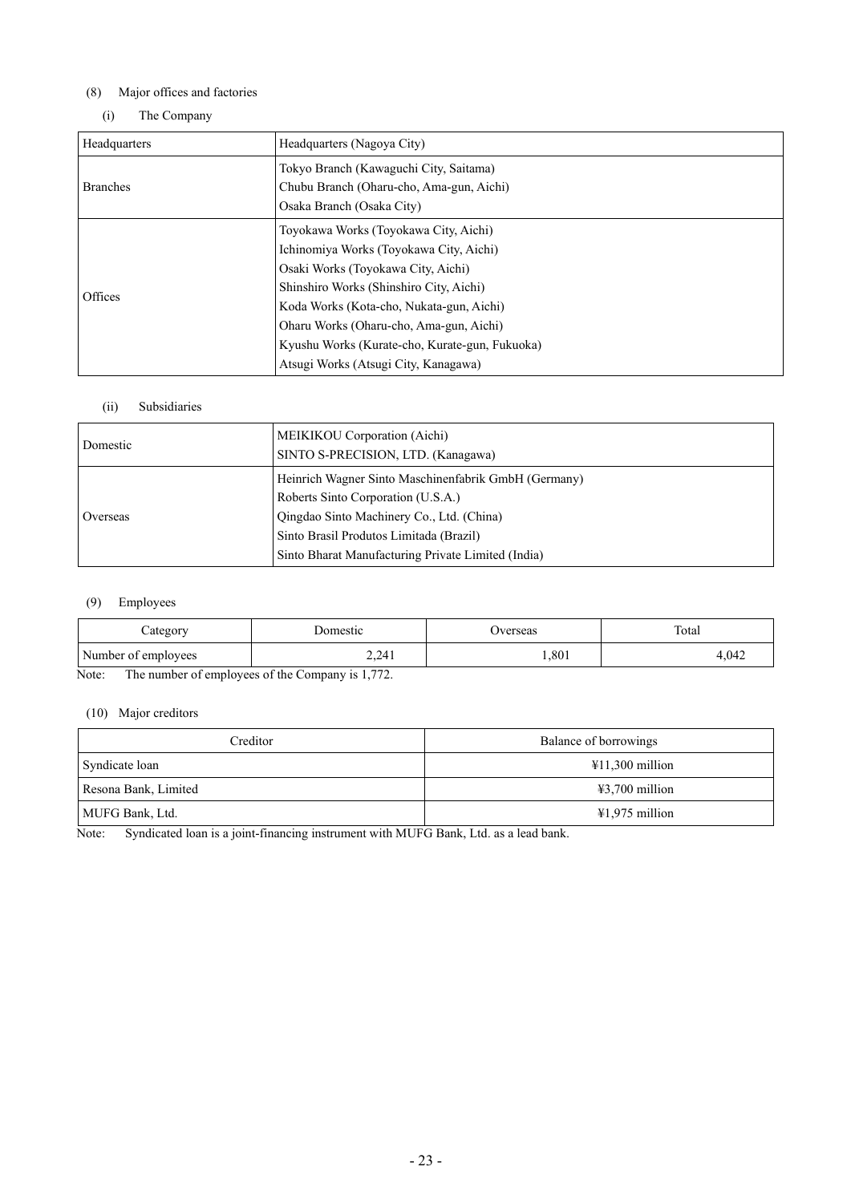(8) Major offices and factories

(i) The Company

| Headquarters | Headquarters (Nagoya City) |
|---|---|
| Branches | Tokyo Branch (Kawaguchi City, Saitama)<br>Chubu Branch (Oharu-cho, Ama-gun, Aichi)<br>Osaka Branch (Osaka City) |
| Offices | Toyokawa Works (Toyokawa City, Aichi)<br>Ichinomiya Works (Toyokawa City, Aichi)<br>Osaki Works (Toyokawa City, Aichi)<br>Shinshiro Works (Shinshiro City, Aichi)<br>Koda Works (Kota-cho, Nukata-gun, Aichi)<br>Oharu Works (Oharu-cho, Ama-gun, Aichi)<br>Kyushu Works (Kurate-cho, Kurate-gun, Fukuoka)<br>Atsugi Works (Atsugi City, Kanagawa) |

(ii) Subsidiaries

| Domestic | MEIKIKOU Corporation (Aichi)<br>SINTO S-PRECISION, LTD. (Kanagawa) |
|---|---|
| Overseas | Heinrich Wagner Sinto Maschinenfabrik GmbH (Germany)<br>Roberts Sinto Corporation (U.S.A.)<br>Qingdao Sinto Machinery Co., Ltd. (China)<br>Sinto Brasil Produtos Limitada (Brazil)<br>Sinto Bharat Manufacturing Private Limited (India) |

(9) Employees

| Category | Domestic | Overseas | Total |
|---|---|---|---|
| Number of employees | 2,241 | 1,801 | 4,042 |

Note: The number of employees of the Company is 1,772.

(10) Major creditors

| Creditor | Balance of borrowings |
|---|---|
| Syndicate loan | ¥11,300 million |
| Resona Bank, Limited | ¥3,700 million |
| MUFG Bank, Ltd. | ¥1,975 million |

Note: Syndicated loan is a joint-financing instrument with MUFG Bank, Ltd. as a lead bank.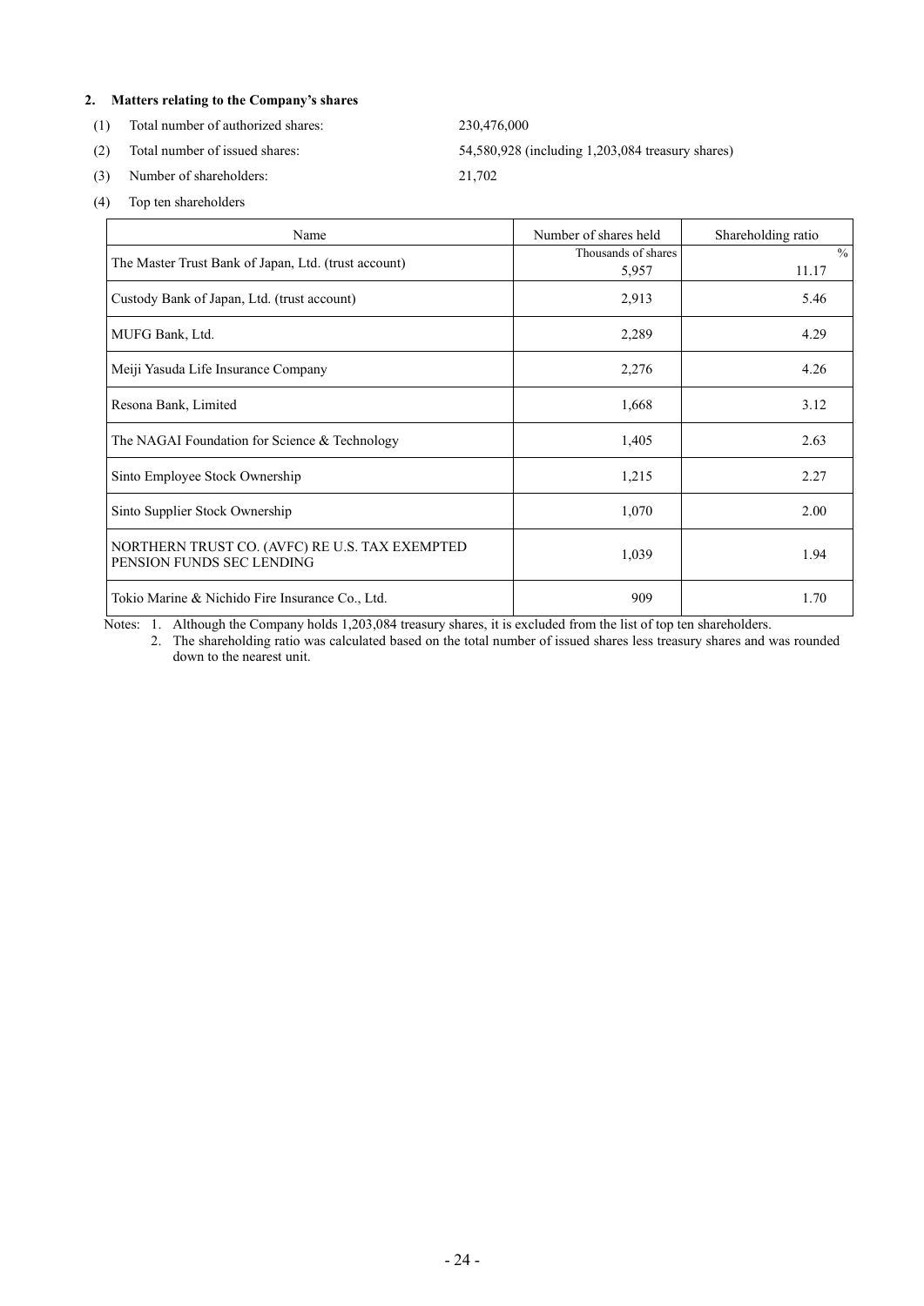## 2. Matters relating to the Company's shares

(1) Total number of authorized shares: 230,476,000

(2) Total number of issued shares: 54,580,928 (including 1,203,084 treasury shares)

(3) Number of shareholders: 21,702

(4) Top ten shareholders

| Name | Number of shares held | Shareholding ratio |
|---|---|---|
| | Thousands of shares | % |
| The Master Trust Bank of Japan, Ltd. (trust account) | 5,957 | 11.17 |
| Custody Bank of Japan, Ltd. (trust account) | 2,913 | 5.46 |
| MUFG Bank, Ltd. | 2,289 | 4.29 |
| Meiji Yasuda Life Insurance Company | 2,276 | 4.26 |
| Resona Bank, Limited | 1,668 | 3.12 |
| The NAGAI Foundation for Science & Technology | 1,405 | 2.63 |
| Sinto Employee Stock Ownership | 1,215 | 2.27 |
| Sinto Supplier Stock Ownership | 1,070 | 2.00 |
| NORTHERN TRUST CO. (AVFC) RE U.S. TAX EXEMPTED PENSION FUNDS SEC LENDING | 1,039 | 1.94 |
| Tokio Marine & Nichido Fire Insurance Co., Ltd. | 909 | 1.70 |

Notes: 1. Although the Company holds 1,203,084 treasury shares, it is excluded from the list of top ten shareholders.

2. The shareholding ratio was calculated based on the total number of issued shares less treasury shares and was rounded down to the nearest unit.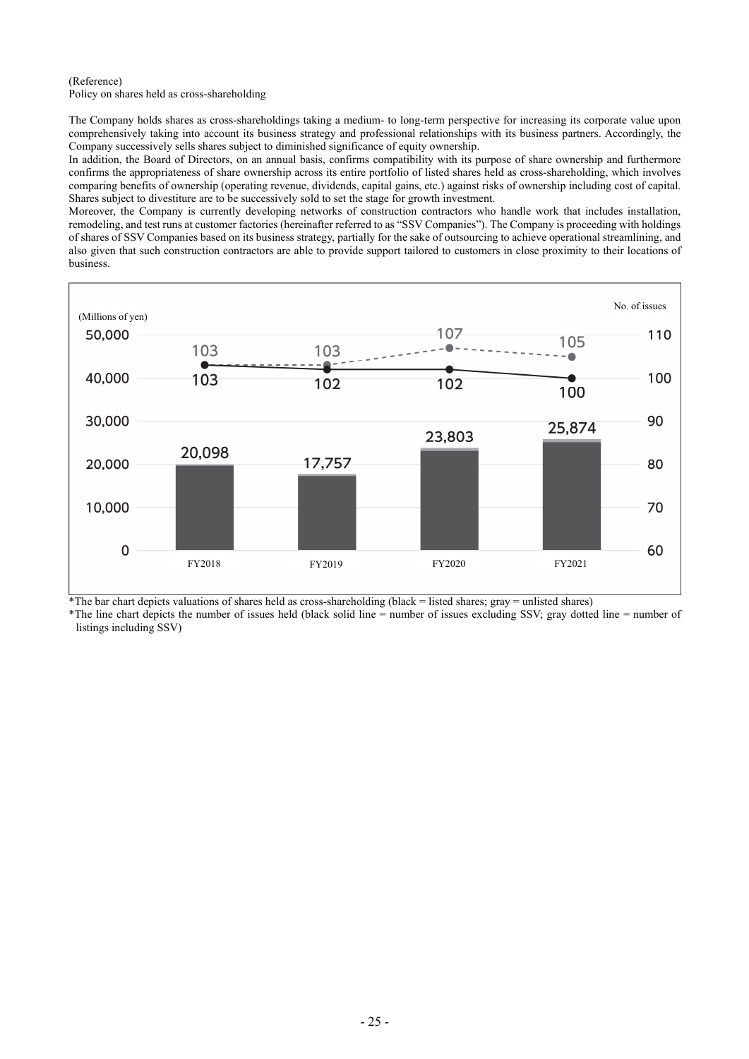(Reference)

Policy on shares held as cross-shareholding

The Company holds shares as cross-shareholdings taking a medium- to long-term perspective for increasing its corporate value upon comprehensively taking into account its business strategy and professional relationships with its business partners. Accordingly, the Company successively sells shares subject to diminished significance of equity ownership.

In addition, the Board of Directors, on an annual basis, confirms compatibility with its purpose of share ownership and furthermore confirms the appropriateness of share ownership across its entire portfolio of listed shares held as cross-shareholding, which involves comparing benefits of ownership (operating revenue, dividends, capital gains, etc.) against risks of ownership including cost of capital. Shares subject to divestiture are to be successively sold to set the stage for growth investment.

Moreover, the Company is currently developing networks of construction contractors who handle work that includes installation, remodeling, and test runs at customer factories (hereinafter referred to as "SSV Companies"). The Company is proceeding with holdings of shares of SSV Companies based on its business strategy, partially for the sake of outsourcing to achieve operational streamlining, and also given that such construction contractors are able to provide support tailored to customers in close proximity to their locations of business.

| | FY2018 | FY2019 | FY2020 | FY2021 |
|---|---|---|---|---|
| Valuations of shares held as cross-shareholding (Millions of yen) | 20,098 | 17,757 | 23,803 | 25,874 |
| No. of issues (excluding SSV) | 103 | 102 | 102 | 100 |
| No. of issues (including SSV) | 103 | 103 | 107 | 105 |

*The bar chart depicts valuations of shares held as cross-shareholding (black = listed shares; gray = unlisted shares)

*The line chart depicts the number of issues held (black solid line = number of issues excluding SSV; gray dotted line = number of listings including SSV)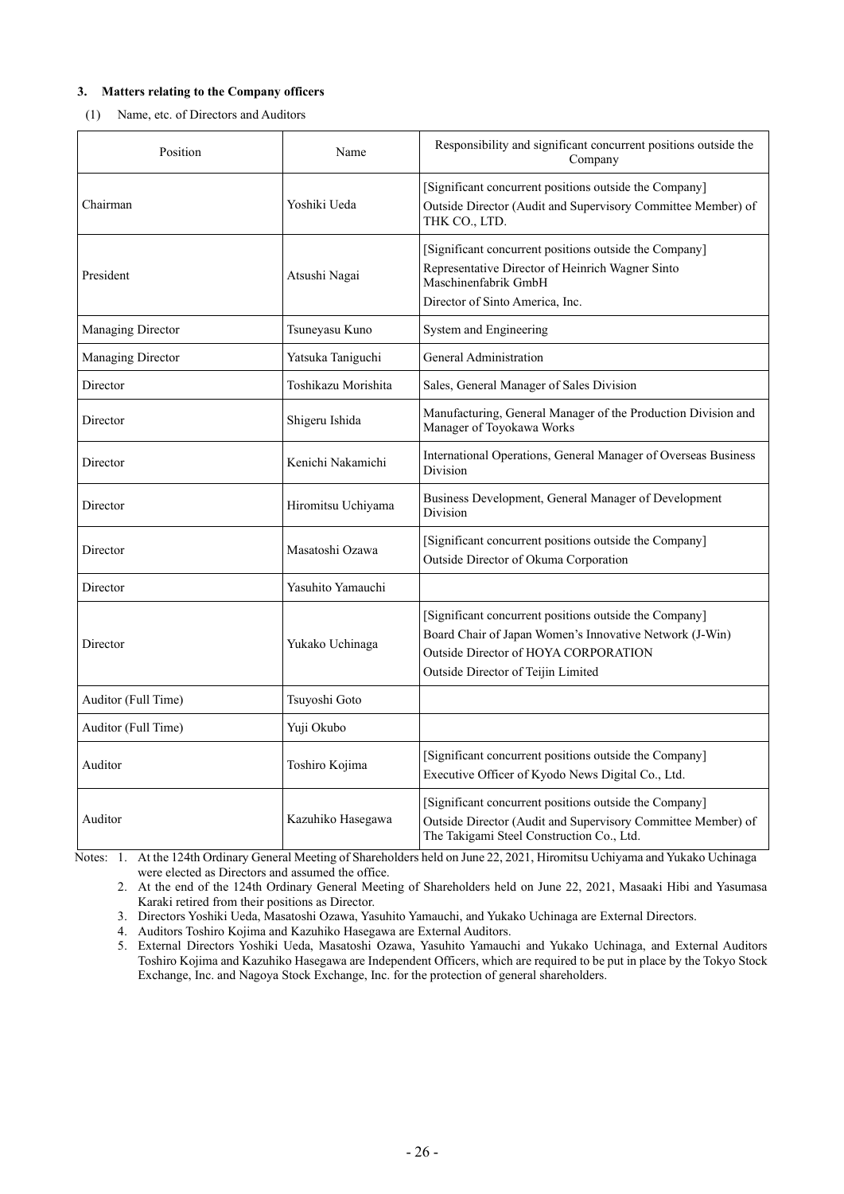### 3. Matters relating to the Company officers

(1) Name, etc. of Directors and Auditors

| Position | Name | Responsibility and significant concurrent positions outside the Company |
|---|---|---|
| Chairman | Yoshiki Ueda | [Significant concurrent positions outside the Company]<br>Outside Director (Audit and Supervisory Committee Member) of THK CO., LTD. |
| President | Atsushi Nagai | [Significant concurrent positions outside the Company]<br>Representative Director of Heinrich Wagner Sinto Maschinenfabrik GmbH<br>Director of Sinto America, Inc. |
| Managing Director | Tsuneyasu Kuno | System and Engineering |
| Managing Director | Yatsuka Taniguchi | General Administration |
| Director | Toshikazu Morishita | Sales, General Manager of Sales Division |
| Director | Shigeru Ishida | Manufacturing, General Manager of the Production Division and Manager of Toyokawa Works |
| Director | Kenichi Nakamichi | International Operations, General Manager of Overseas Business Division |
| Director | Hiromitsu Uchiyama | Business Development, General Manager of Development Division |
| Director | Masatoshi Ozawa | [Significant concurrent positions outside the Company]<br>Outside Director of Okuma Corporation |
| Director | Yasuhito Yamauchi | |
| Director | Yukako Uchinaga | [Significant concurrent positions outside the Company]<br>Board Chair of Japan Women's Innovative Network (J-Win)<br>Outside Director of HOYA CORPORATION<br>Outside Director of Teijin Limited |
| Auditor (Full Time) | Tsuyoshi Goto | |
| Auditor (Full Time) | Yuji Okubo | |
| Auditor | Toshiro Kojima | [Significant concurrent positions outside the Company]<br>Executive Officer of Kyodo News Digital Co., Ltd. |
| Auditor | Kazuhiko Hasegawa | [Significant concurrent positions outside the Company]<br>Outside Director (Audit and Supervisory Committee Member) of The Takigami Steel Construction Co., Ltd. |

Notes:
1. At the 124th Ordinary General Meeting of Shareholders held on June 22, 2021, Hiromitsu Uchiyama and Yukako Uchinaga were elected as Directors and assumed the office.
2. At the end of the 124th Ordinary General Meeting of Shareholders held on June 22, 2021, Masaaki Hibi and Yasumasa Karaki retired from their positions as Director.
3. Directors Yoshiki Ueda, Masatoshi Ozawa, Yasuhito Yamauchi, and Yukako Uchinaga are External Directors.
4. Auditors Toshiro Kojima and Kazuhiko Hasegawa are External Auditors.
5. External Directors Yoshiki Ueda, Masatoshi Ozawa, Yasuhito Yamauchi and Yukako Uchinaga, and External Auditors Toshiro Kojima and Kazuhiko Hasegawa are Independent Officers, which are required to be put in place by the Tokyo Stock Exchange, Inc. and Nagoya Stock Exchange, Inc. for the protection of general shareholders.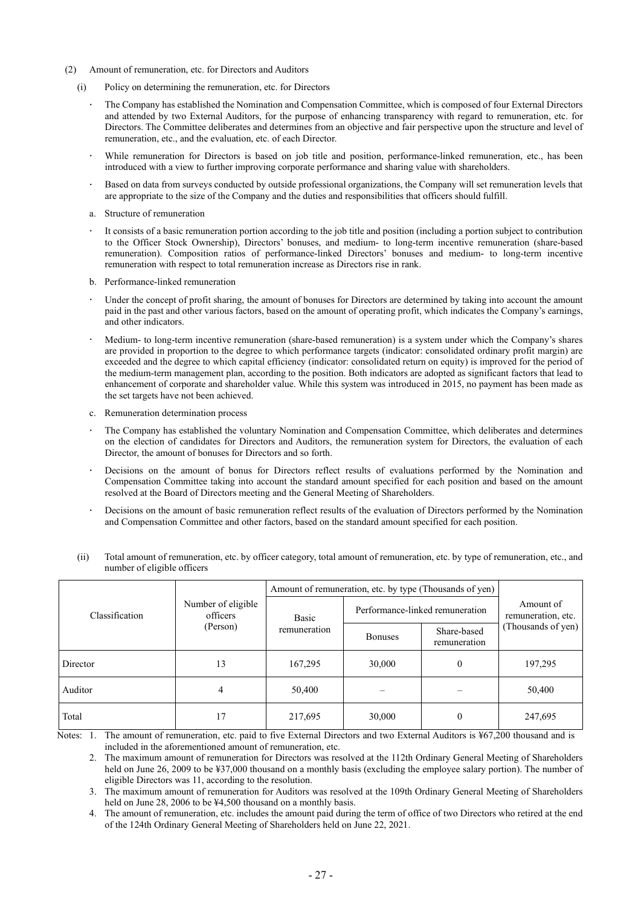(2) Amount of remuneration, etc. for Directors and Auditors

(i) Policy on determining the remuneration, etc. for Directors

- The Company has established the Nomination and Compensation Committee, which is composed of four External Directors and attended by two External Auditors, for the purpose of enhancing transparency with regard to remuneration, etc. for Directors. The Committee deliberates and determines from an objective and fair perspective upon the structure and level of remuneration, etc., and the evaluation, etc. of each Director.
- While remuneration for Directors is based on job title and position, performance-linked remuneration, etc., has been introduced with a view to further improving corporate performance and sharing value with shareholders.
- Based on data from surveys conducted by outside professional organizations, the Company will set remuneration levels that are appropriate to the size of the Company and the duties and responsibilities that officers should fulfill.

a. Structure of remuneration

- It consists of a basic remuneration portion according to the job title and position (including a portion subject to contribution to the Officer Stock Ownership), Directors' bonuses, and medium- to long-term incentive remuneration (share-based remuneration). Composition ratios of performance-linked Directors' bonuses and medium- to long-term incentive remuneration with respect to total remuneration increase as Directors rise in rank.

b. Performance-linked remuneration

- Under the concept of profit sharing, the amount of bonuses for Directors are determined by taking into account the amount paid in the past and other various factors, based on the amount of operating profit, which indicates the Company's earnings, and other indicators.
- Medium- to long-term incentive remuneration (share-based remuneration) is a system under which the Company's shares are provided in proportion to the degree to which performance targets (indicator: consolidated ordinary profit margin) are exceeded and the degree to which capital efficiency (indicator: consolidated return on equity) is improved for the period of the medium-term management plan, according to the position. Both indicators are adopted as significant factors that lead to enhancement of corporate and shareholder value. While this system was introduced in 2015, no payment has been made as the set targets have not been achieved.

c. Remuneration determination process

- The Company has established the voluntary Nomination and Compensation Committee, which deliberates and determines on the election of candidates for Directors and Auditors, the remuneration system for Directors, the evaluation of each Director, the amount of bonuses for Directors and so forth.
- Decisions on the amount of bonus for Directors reflect results of evaluations performed by the Nomination and Compensation Committee taking into account the standard amount specified for each position and based on the amount resolved at the Board of Directors meeting and the General Meeting of Shareholders.
- Decisions on the amount of basic remuneration reflect results of the evaluation of Directors performed by the Nomination and Compensation Committee and other factors, based on the standard amount specified for each position.

(ii) Total amount of remuneration, etc. by officer category, total amount of remuneration, etc. by type of remuneration, etc., and number of eligible officers

| Classification | Number of eligible officers (Person) | Amount of remuneration, etc. by type (Thousands of yen) | | | Amount of remuneration, etc. (Thousands of yen) |
|---|---|---|---|---|---|
| | | Basic remuneration | Performance-linked remuneration | | |
| | | | Bonuses | Share-based remuneration | |
| Director | 13 | 167,295 | 30,000 | 0 | 197,295 |
| Auditor | 4 | 50,400 | – | – | 50,400 |
| Total | 17 | 217,695 | 30,000 | 0 | 247,695 |

Notes: 1. The amount of remuneration, etc. paid to five External Directors and two External Auditors is ¥67,200 thousand and is included in the aforementioned amount of remuneration, etc.

2. The maximum amount of remuneration for Directors was resolved at the 112th Ordinary General Meeting of Shareholders held on June 26, 2009 to be ¥37,000 thousand on a monthly basis (excluding the employee salary portion). The number of eligible Directors was 11, according to the resolution.

3. The maximum amount of remuneration for Auditors was resolved at the 109th Ordinary General Meeting of Shareholders held on June 28, 2006 to be ¥4,500 thousand on a monthly basis.

4. The amount of remuneration, etc. includes the amount paid during the term of office of two Directors who retired at the end of the 124th Ordinary General Meeting of Shareholders held on June 22, 2021.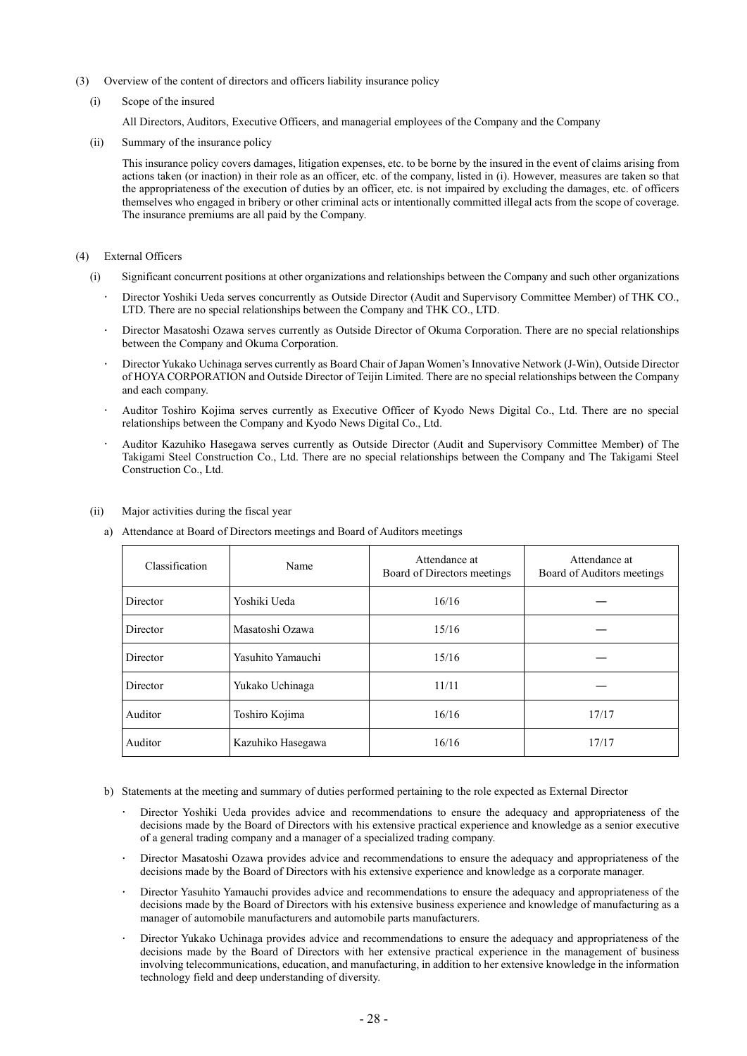(3) Overview of the content of directors and officers liability insurance policy

(i) Scope of the insured

All Directors, Auditors, Executive Officers, and managerial employees of the Company and the Company

(ii) Summary of the insurance policy

This insurance policy covers damages, litigation expenses, etc. to be borne by the insured in the event of claims arising from actions taken (or inaction) in their role as an officer, etc. of the company, listed in (i). However, measures are taken so that the appropriateness of the execution of duties by an officer, etc. is not impaired by excluding the damages, etc. of officers themselves who engaged in bribery or other criminal acts or intentionally committed illegal acts from the scope of coverage. The insurance premiums are all paid by the Company.

(4) External Officers

(i) Significant concurrent positions at other organizations and relationships between the Company and such other organizations

- Director Yoshiki Ueda serves concurrently as Outside Director (Audit and Supervisory Committee Member) of THK CO., LTD. There are no special relationships between the Company and THK CO., LTD.
- Director Masatoshi Ozawa serves currently as Outside Director of Okuma Corporation. There are no special relationships between the Company and Okuma Corporation.
- Director Yukako Uchinaga serves currently as Board Chair of Japan Women's Innovative Network (J-Win), Outside Director of HOYA CORPORATION and Outside Director of Teijin Limited. There are no special relationships between the Company and each company.
- Auditor Toshiro Kojima serves currently as Executive Officer of Kyodo News Digital Co., Ltd. There are no special relationships between the Company and Kyodo News Digital Co., Ltd.
- Auditor Kazuhiko Hasegawa serves currently as Outside Director (Audit and Supervisory Committee Member) of The Takigami Steel Construction Co., Ltd. There are no special relationships between the Company and The Takigami Steel Construction Co., Ltd.

(ii) Major activities during the fiscal year

a) Attendance at Board of Directors meetings and Board of Auditors meetings

| Classification | Name | Attendance at Board of Directors meetings | Attendance at Board of Auditors meetings |
|---|---|---|---|
| Director | Yoshiki Ueda | 16/16 | — |
| Director | Masatoshi Ozawa | 15/16 | — |
| Director | Yasuhito Yamauchi | 15/16 | — |
| Director | Yukako Uchinaga | 11/11 | — |
| Auditor | Toshiro Kojima | 16/16 | 17/17 |
| Auditor | Kazuhiko Hasegawa | 16/16 | 17/17 |

b) Statements at the meeting and summary of duties performed pertaining to the role expected as External Director

- Director Yoshiki Ueda provides advice and recommendations to ensure the adequacy and appropriateness of the decisions made by the Board of Directors with his extensive practical experience and knowledge as a senior executive of a general trading company and a manager of a specialized trading company.
- Director Masatoshi Ozawa provides advice and recommendations to ensure the adequacy and appropriateness of the decisions made by the Board of Directors with his extensive experience and knowledge as a corporate manager.
- Director Yasuhito Yamauchi provides advice and recommendations to ensure the adequacy and appropriateness of the decisions made by the Board of Directors with his extensive business experience and knowledge of manufacturing as a manager of automobile manufacturers and automobile parts manufacturers.
- Director Yukako Uchinaga provides advice and recommendations to ensure the adequacy and appropriateness of the decisions made by the Board of Directors with her extensive practical experience in the management of business involving telecommunications, education, and manufacturing, in addition to her extensive knowledge in the information technology field and deep understanding of diversity.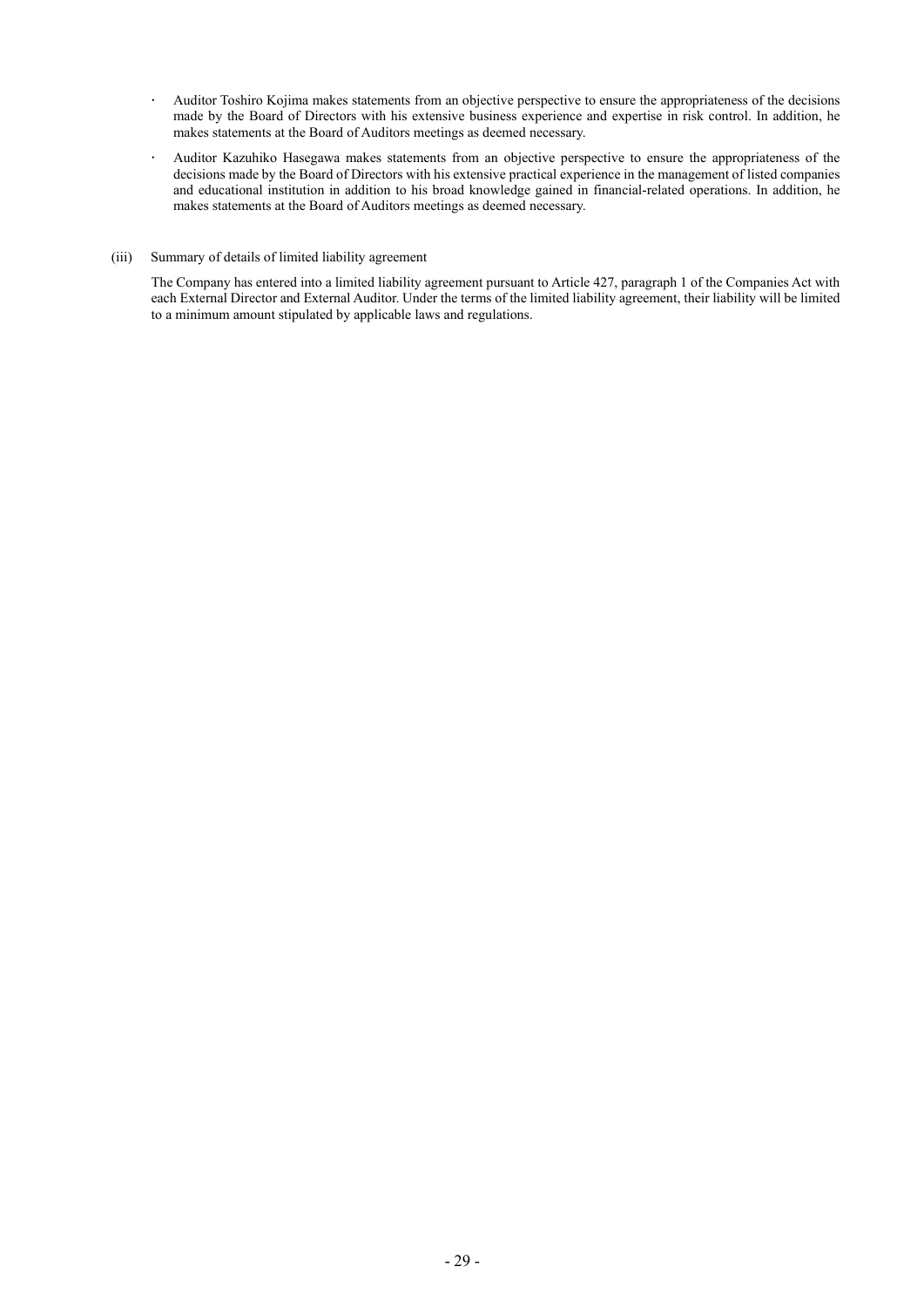- Auditor Toshiro Kojima makes statements from an objective perspective to ensure the appropriateness of the decisions made by the Board of Directors with his extensive business experience and expertise in risk control. In addition, he makes statements at the Board of Auditors meetings as deemed necessary.
- Auditor Kazuhiko Hasegawa makes statements from an objective perspective to ensure the appropriateness of the decisions made by the Board of Directors with his extensive practical experience in the management of listed companies and educational institution in addition to his broad knowledge gained in financial-related operations. In addition, he makes statements at the Board of Auditors meetings as deemed necessary.

(iii) Summary of details of limited liability agreement

The Company has entered into a limited liability agreement pursuant to Article 427, paragraph 1 of the Companies Act with each External Director and External Auditor. Under the terms of the limited liability agreement, their liability will be limited to a minimum amount stipulated by applicable laws and regulations.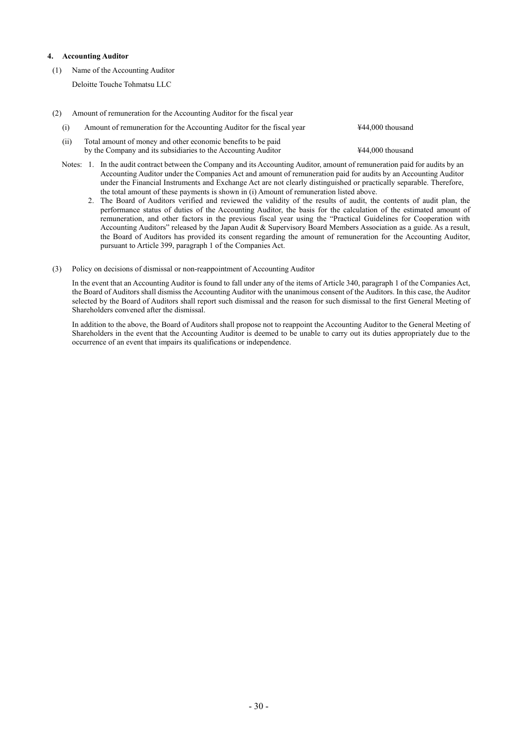#### 4. Accounting Auditor

(1) Name of the Accounting Auditor

Deloitte Touche Tohmatsu LLC

(2) Amount of remuneration for the Accounting Auditor for the fiscal year

| | | |
|---|---|---|
| (i) | Amount of remuneration for the Accounting Auditor for the fiscal year | ¥44,000 thousand |
| (ii) | Total amount of money and other economic benefits to be paid by the Company and its subsidiaries to the Accounting Auditor | ¥44,000 thousand |

Notes: 1. In the audit contract between the Company and its Accounting Auditor, amount of remuneration paid for audits by an Accounting Auditor under the Companies Act and amount of remuneration paid for audits by an Accounting Auditor under the Financial Instruments and Exchange Act are not clearly distinguished or practically separable. Therefore, the total amount of these payments is shown in (i) Amount of remuneration listed above.

2. The Board of Auditors verified and reviewed the validity of the results of audit, the contents of audit plan, the performance status of duties of the Accounting Auditor, the basis for the calculation of the estimated amount of remuneration, and other factors in the previous fiscal year using the "Practical Guidelines for Cooperation with Accounting Auditors" released by the Japan Audit & Supervisory Board Members Association as a guide. As a result, the Board of Auditors has provided its consent regarding the amount of remuneration for the Accounting Auditor, pursuant to Article 399, paragraph 1 of the Companies Act.

(3) Policy on decisions of dismissal or non-reappointment of Accounting Auditor

In the event that an Accounting Auditor is found to fall under any of the items of Article 340, paragraph 1 of the Companies Act, the Board of Auditors shall dismiss the Accounting Auditor with the unanimous consent of the Auditors. In this case, the Auditor selected by the Board of Auditors shall report such dismissal and the reason for such dismissal to the first General Meeting of Shareholders convened after the dismissal.

In addition to the above, the Board of Auditors shall propose not to reappoint the Accounting Auditor to the General Meeting of Shareholders in the event that the Accounting Auditor is deemed to be unable to carry out its duties appropriately due to the occurrence of an event that impairs its qualifications or independence.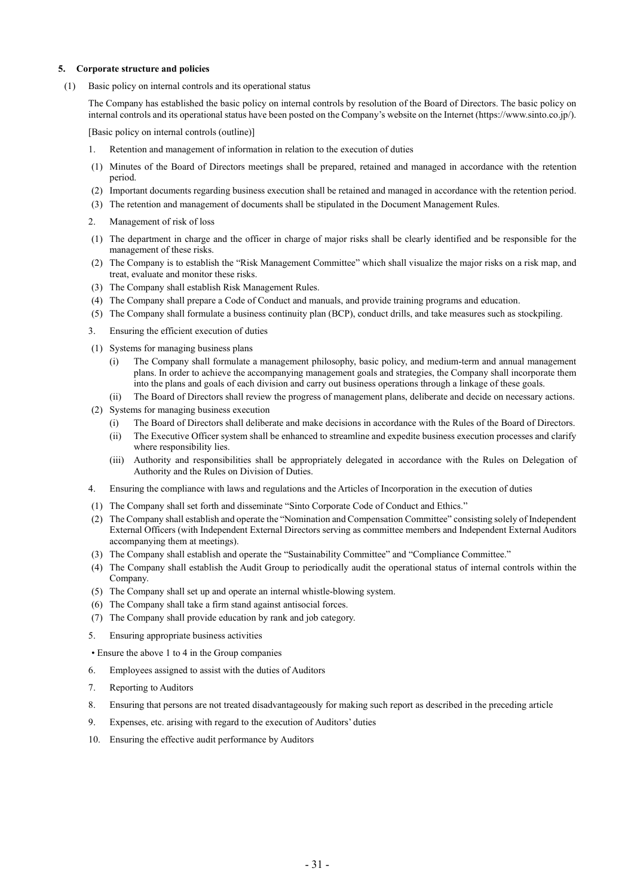## 5. Corporate structure and policies

### (1) Basic policy on internal controls and its operational status

The Company has established the basic policy on internal controls by resolution of the Board of Directors. The basic policy on internal controls and its operational status have been posted on the Company's website on the Internet (https://www.sinto.co.jp/).

[Basic policy on internal controls (outline)]

1. Retention and management of information in relation to the execution of duties
   - (1) Minutes of the Board of Directors meetings shall be prepared, retained and managed in accordance with the retention period.
   - (2) Important documents regarding business execution shall be retained and managed in accordance with the retention period.
   - (3) The retention and management of documents shall be stipulated in the Document Management Rules.
2. Management of risk of loss
   - (1) The department in charge and the officer in charge of major risks shall be clearly identified and be responsible for the management of these risks.
   - (2) The Company is to establish the "Risk Management Committee" which shall visualize the major risks on a risk map, and treat, evaluate and monitor these risks.
   - (3) The Company shall establish Risk Management Rules.
   - (4) The Company shall prepare a Code of Conduct and manuals, and provide training programs and education.
   - (5) The Company shall formulate a business continuity plan (BCP), conduct drills, and take measures such as stockpiling.
3. Ensuring the efficient execution of duties
   - (1) Systems for managing business plans
     - (i) The Company shall formulate a management philosophy, basic policy, and medium-term and annual management plans. In order to achieve the accompanying management goals and strategies, the Company shall incorporate them into the plans and goals of each division and carry out business operations through a linkage of these goals.
     - (ii) The Board of Directors shall review the progress of management plans, deliberate and decide on necessary actions.
   - (2) Systems for managing business execution
     - (i) The Board of Directors shall deliberate and make decisions in accordance with the Rules of the Board of Directors.
     - (ii) The Executive Officer system shall be enhanced to streamline and expedite business execution processes and clarify where responsibility lies.
     - (iii) Authority and responsibilities shall be appropriately delegated in accordance with the Rules on Delegation of Authority and the Rules on Division of Duties.
4. Ensuring the compliance with laws and regulations and the Articles of Incorporation in the execution of duties
   - (1) The Company shall set forth and disseminate "Sinto Corporate Code of Conduct and Ethics."
   - (2) The Company shall establish and operate the "Nomination and Compensation Committee" consisting solely of Independent External Officers (with Independent External Directors serving as committee members and Independent External Auditors accompanying them at meetings).
   - (3) The Company shall establish and operate the "Sustainability Committee" and "Compliance Committee."
   - (4) The Company shall establish the Audit Group to periodically audit the operational status of internal controls within the Company.
   - (5) The Company shall set up and operate an internal whistle-blowing system.
   - (6) The Company shall take a firm stand against antisocial forces.
   - (7) The Company shall provide education by rank and job category.
5. Ensuring appropriate business activities
   - Ensure the above 1 to 4 in the Group companies
6. Employees assigned to assist with the duties of Auditors
7. Reporting to Auditors
8. Ensuring that persons are not treated disadvantageously for making such report as described in the preceding article
9. Expenses, etc. arising with regard to the execution of Auditors' duties
10. Ensuring the effective audit performance by Auditors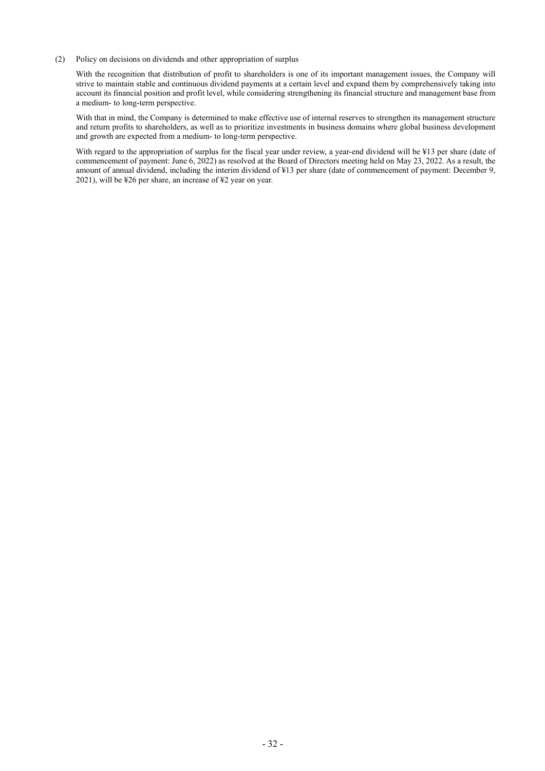(2) Policy on decisions on dividends and other appropriation of surplus

With the recognition that distribution of profit to shareholders is one of its important management issues, the Company will strive to maintain stable and continuous dividend payments at a certain level and expand them by comprehensively taking into account its financial position and profit level, while considering strengthening its financial structure and management base from a medium- to long-term perspective.

With that in mind, the Company is determined to make effective use of internal reserves to strengthen its management structure and return profits to shareholders, as well as to prioritize investments in business domains where global business development and growth are expected from a medium- to long-term perspective.

With regard to the appropriation of surplus for the fiscal year under review, a year-end dividend will be ¥13 per share (date of commencement of payment: June 6, 2022) as resolved at the Board of Directors meeting held on May 23, 2022. As a result, the amount of annual dividend, including the interim dividend of ¥13 per share (date of commencement of payment: December 9, 2021), will be ¥26 per share, an increase of ¥2 year on year.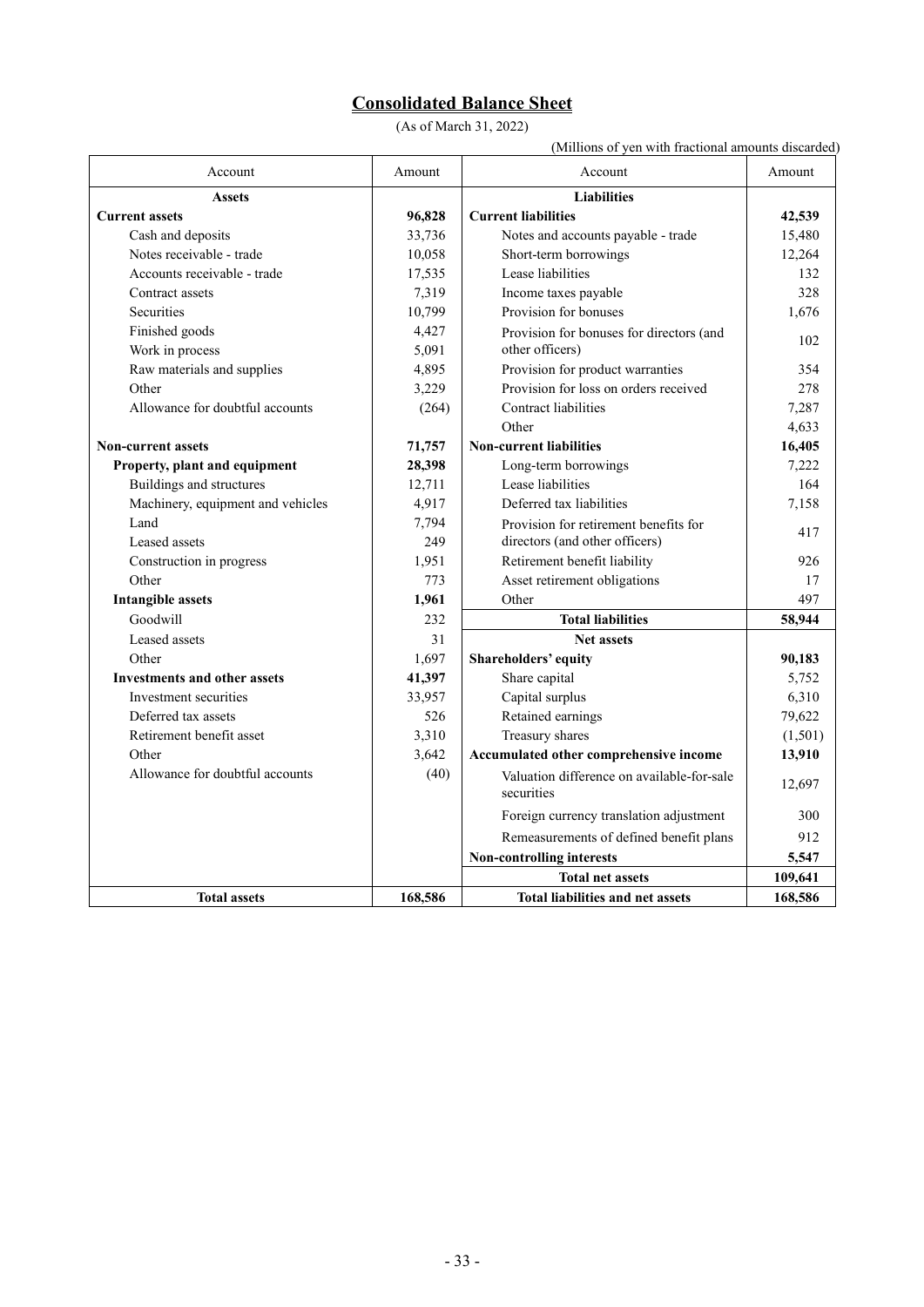# Consolidated Balance Sheet

(As of March 31, 2022)

(Millions of yen with fractional amounts discarded)

| Account | Amount | Account | Amount |
|---|---|---|---|
| **Assets** | | **Liabilities** | |
| **Current assets** | **96,828** | **Current liabilities** | **42,539** |
| Cash and deposits | 33,736 | Notes and accounts payable - trade | 15,480 |
| Notes receivable - trade | 10,058 | Short-term borrowings | 12,264 |
| Accounts receivable - trade | 17,535 | Lease liabilities | 132 |
| Contract assets | 7,319 | Income taxes payable | 328 |
| Securities | 10,799 | Provision for bonuses | 1,676 |
| Finished goods | 4,427 | Provision for bonuses for directors (and other officers) | 102 |
| Work in process | 5,091 | | |
| Raw materials and supplies | 4,895 | Provision for product warranties | 354 |
| Other | 3,229 | Provision for loss on orders received | 278 |
| Allowance for doubtful accounts | (264) | Contract liabilities | 7,287 |
| | | Other | 4,633 |
| **Non-current assets** | **71,757** | **Non-current liabilities** | **16,405** |
| **Property, plant and equipment** | **28,398** | Long-term borrowings | 7,222 |
| Buildings and structures | 12,711 | Lease liabilities | 164 |
| Machinery, equipment and vehicles | 4,917 | Deferred tax liabilities | 7,158 |
| Land | 7,794 | Provision for retirement benefits for directors (and other officers) | 417 |
| Leased assets | 249 | | |
| Construction in progress | 1,951 | Retirement benefit liability | 926 |
| Other | 773 | Asset retirement obligations | 17 |
| **Intangible assets** | **1,961** | Other | 497 |
| Goodwill | 232 | **Total liabilities** | **58,944** |
| Leased assets | 31 | **Net assets** | |
| Other | 1,697 | **Shareholders' equity** | **90,183** |
| **Investments and other assets** | **41,397** | Share capital | 5,752 |
| Investment securities | 33,957 | Capital surplus | 6,310 |
| Deferred tax assets | 526 | Retained earnings | 79,622 |
| Retirement benefit asset | 3,310 | Treasury shares | (1,501) |
| Other | 3,642 | **Accumulated other comprehensive income** | **13,910** |
| Allowance for doubtful accounts | (40) | Valuation difference on available-for-sale securities | 12,697 |
| | | Foreign currency translation adjustment | 300 |
| | | Remeasurements of defined benefit plans | 912 |
| | | **Non-controlling interests** | **5,547** |
| | | **Total net assets** | **109,641** |
| **Total assets** | **168,586** | **Total liabilities and net assets** | **168,586** |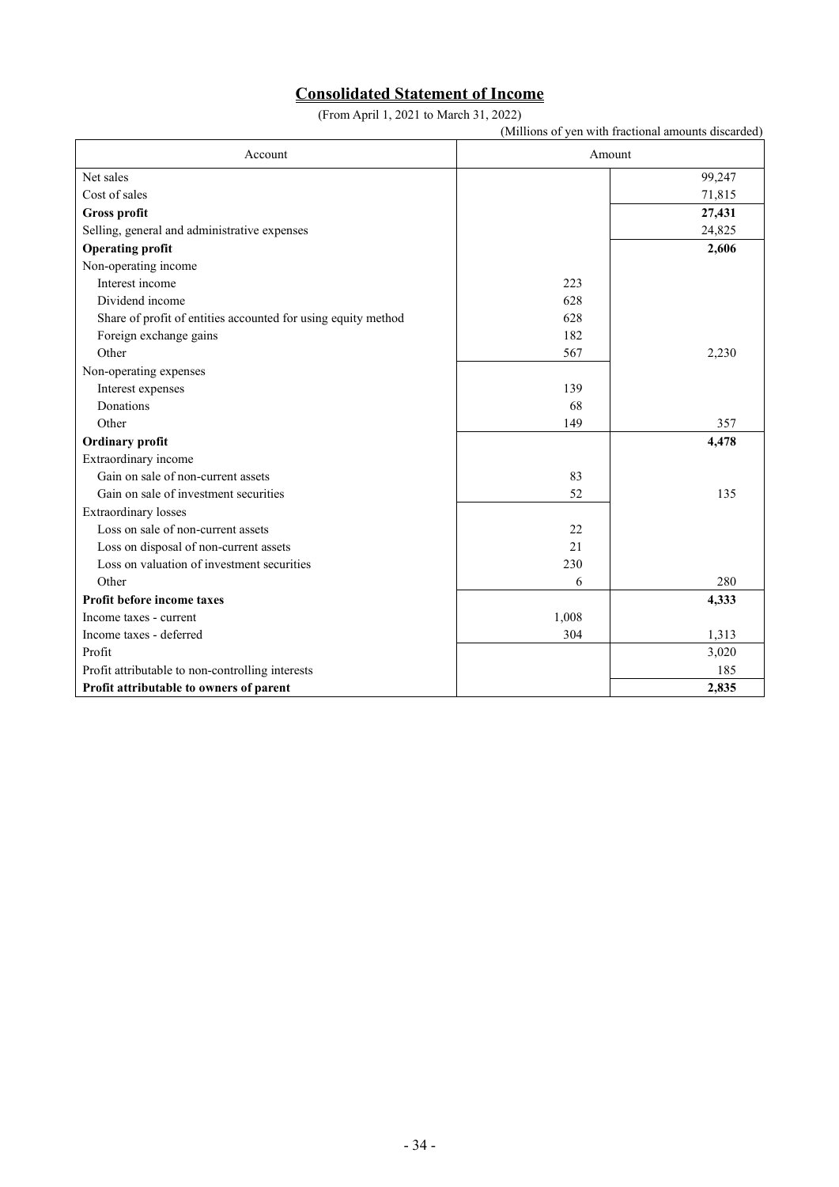# Consolidated Statement of Income

(From April 1, 2021 to March 31, 2022)

(Millions of yen with fractional amounts discarded)

| Account | Amount | |
|---|---|---|
| Net sales | | 99,247 |
| Cost of sales | | 71,815 |
| **Gross profit** | | **27,431** |
| Selling, general and administrative expenses | | 24,825 |
| **Operating profit** | | **2,606** |
| Non-operating income | | |
| Interest income | 223 | |
| Dividend income | 628 | |
| Share of profit of entities accounted for using equity method | 628 | |
| Foreign exchange gains | 182 | |
| Other | 567 | 2,230 |
| Non-operating expenses | | |
| Interest expenses | 139 | |
| Donations | 68 | |
| Other | 149 | 357 |
| **Ordinary profit** | | **4,478** |
| Extraordinary income | | |
| Gain on sale of non-current assets | 83 | |
| Gain on sale of investment securities | 52 | 135 |
| Extraordinary losses | | |
| Loss on sale of non-current assets | 22 | |
| Loss on disposal of non-current assets | 21 | |
| Loss on valuation of investment securities | 230 | |
| Other | 6 | 280 |
| **Profit before income taxes** | | **4,333** |
| Income taxes - current | 1,008 | |
| Income taxes - deferred | 304 | 1,313 |
| Profit | | 3,020 |
| Profit attributable to non-controlling interests | | 185 |
| **Profit attributable to owners of parent** | | **2,835** |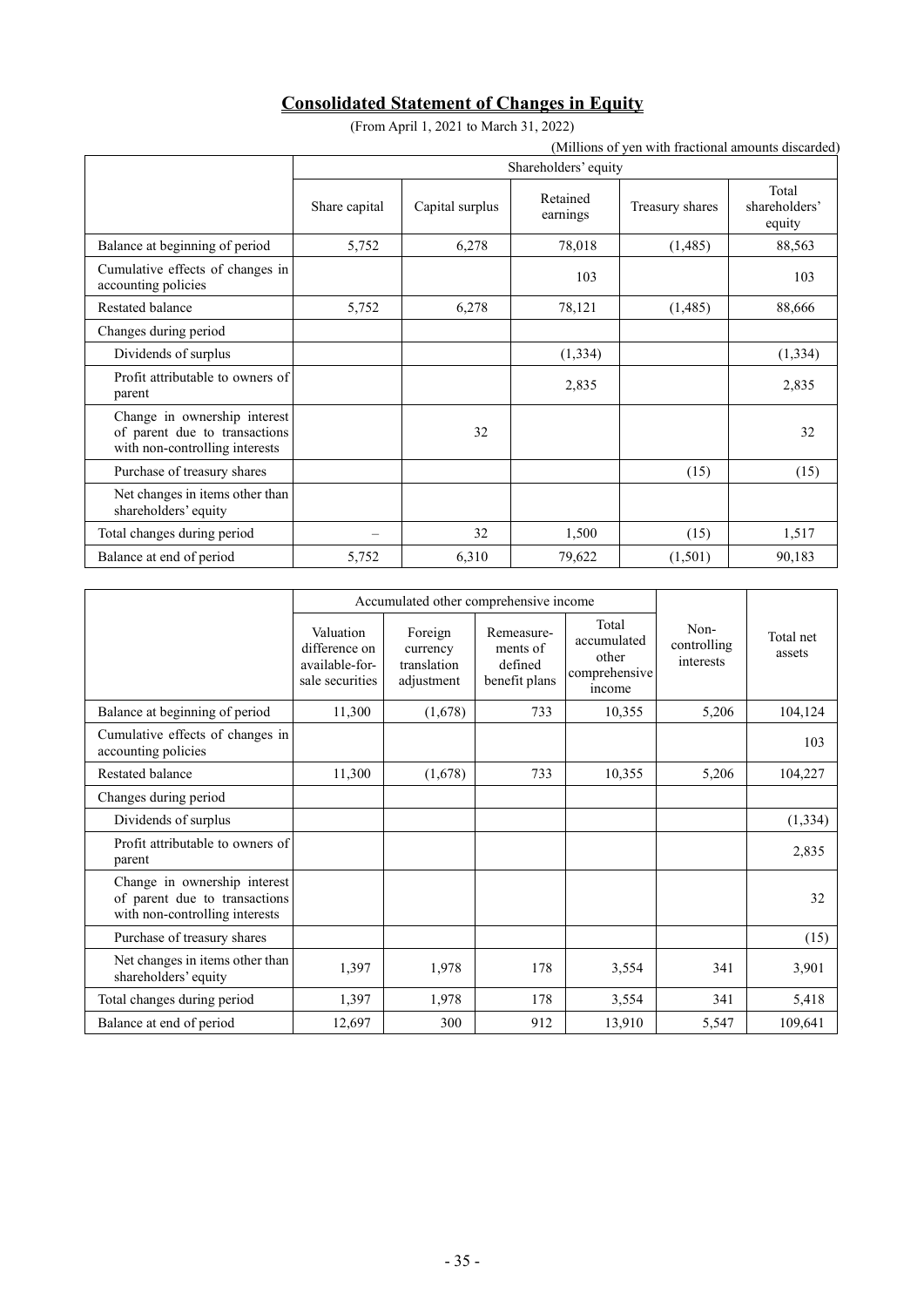# Consolidated Statement of Changes in Equity

(From April 1, 2021 to March 31, 2022)

(Millions of yen with fractional amounts discarded)

| | Shareholders' equity | | | | |
|---|---|---|---|---|---|
| | Share capital | Capital surplus | Retained earnings | Treasury shares | Total shareholders' equity |
| Balance at beginning of period | 5,752 | 6,278 | 78,018 | (1,485) | 88,563 |
| Cumulative effects of changes in accounting policies | | | 103 | | 103 |
| Restated balance | 5,752 | 6,278 | 78,121 | (1,485) | 88,666 |
| Changes during period | | | | | |
| Dividends of surplus | | | (1,334) | | (1,334) |
| Profit attributable to owners of parent | | | 2,835 | | 2,835 |
| Change in ownership interest of parent due to transactions with non-controlling interests | | 32 | | | 32 |
| Purchase of treasury shares | | | | (15) | (15) |
| Net changes in items other than shareholders' equity | | | | | |
| Total changes during period | – | 32 | 1,500 | (15) | 1,517 |
| Balance at end of period | 5,752 | 6,310 | 79,622 | (1,501) | 90,183 |

| | Accumulated other comprehensive income | | | | Non-controlling interests | Total net assets |
|---|---|---|---|---|---|---|
| | Valuation difference on available-for-sale securities | Foreign currency translation adjustment | Remeasurements of defined benefit plans | Total accumulated other comprehensive income | | |
| Balance at beginning of period | 11,300 | (1,678) | 733 | 10,355 | 5,206 | 104,124 |
| Cumulative effects of changes in accounting policies | | | | | | 103 |
| Restated balance | 11,300 | (1,678) | 733 | 10,355 | 5,206 | 104,227 |
| Changes during period | | | | | | |
| Dividends of surplus | | | | | | (1,334) |
| Profit attributable to owners of parent | | | | | | 2,835 |
| Change in ownership interest of parent due to transactions with non-controlling interests | | | | | | 32 |
| Purchase of treasury shares | | | | | | (15) |
| Net changes in items other than shareholders' equity | 1,397 | 1,978 | 178 | 3,554 | 341 | 3,901 |
| Total changes during period | 1,397 | 1,978 | 178 | 3,554 | 341 | 5,418 |
| Balance at end of period | 12,697 | 300 | 912 | 13,910 | 5,547 | 109,641 |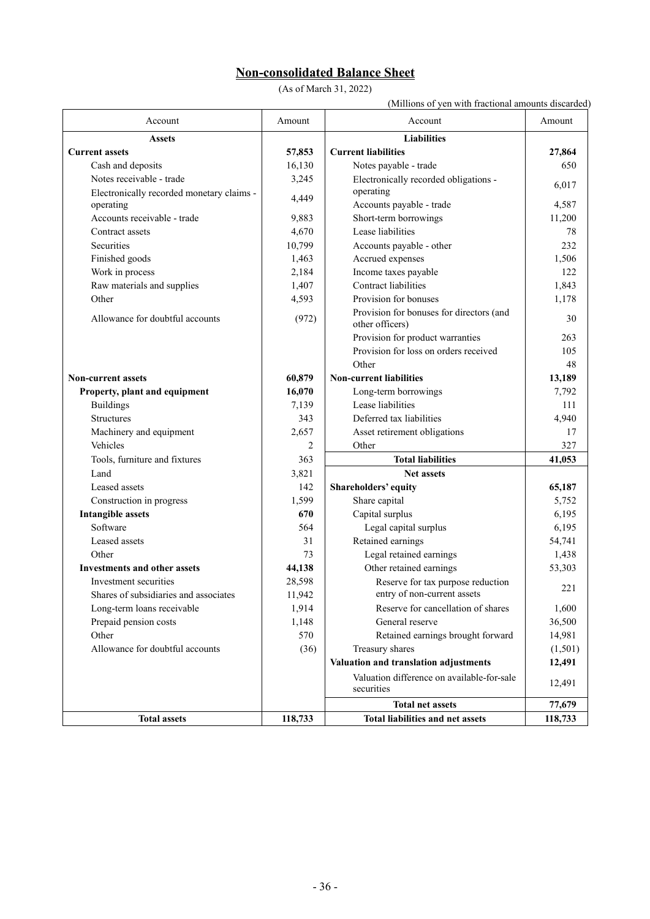# Non-consolidated Balance Sheet

(As of March 31, 2022)

(Millions of yen with fractional amounts discarded)

| Account | Amount | Account | Amount |
|---|---|---|---|
| **Assets** | | **Liabilities** | |
| **Current assets** | **57,853** | **Current liabilities** | **27,864** |
| Cash and deposits | 16,130 | Notes payable - trade | 650 |
| Notes receivable - trade | 3,245 | Electronically recorded obligations - operating | 6,017 |
| Electronically recorded monetary claims - operating | 4,449 | Accounts payable - trade | 4,587 |
| Accounts receivable - trade | 9,883 | Short-term borrowings | 11,200 |
| Contract assets | 4,670 | Lease liabilities | 78 |
| Securities | 10,799 | Accounts payable - other | 232 |
| Finished goods | 1,463 | Accrued expenses | 1,506 |
| Work in process | 2,184 | Income taxes payable | 122 |
| Raw materials and supplies | 1,407 | Contract liabilities | 1,843 |
| Other | 4,593 | Provision for bonuses | 1,178 |
| Allowance for doubtful accounts | (972) | Provision for bonuses for directors (and other officers) | 30 |
| | | Provision for product warranties | 263 |
| | | Provision for loss on orders received | 105 |
| | | Other | 48 |
| **Non-current assets** | **60,879** | **Non-current liabilities** | **13,189** |
| **Property, plant and equipment** | **16,070** | Long-term borrowings | 7,792 |
| Buildings | 7,139 | Lease liabilities | 111 |
| Structures | 343 | Deferred tax liabilities | 4,940 |
| Machinery and equipment | 2,657 | Asset retirement obligations | 17 |
| Vehicles | 2 | Other | 327 |
| Tools, furniture and fixtures | 363 | **Total liabilities** | **41,053** |
| Land | 3,821 | **Net assets** | |
| Leased assets | 142 | **Shareholders' equity** | **65,187** |
| Construction in progress | 1,599 | Share capital | 5,752 |
| **Intangible assets** | **670** | Capital surplus | 6,195 |
| Software | 564 | Legal capital surplus | 6,195 |
| Leased assets | 31 | Retained earnings | 54,741 |
| Other | 73 | Legal retained earnings | 1,438 |
| **Investments and other assets** | **44,138** | Other retained earnings | 53,303 |
| Investment securities | 28,598 | Reserve for tax purpose reduction entry of non-current assets | 221 |
| Shares of subsidiaries and associates | 11,942 | Reserve for cancellation of shares | 1,600 |
| Long-term loans receivable | 1,914 | General reserve | 36,500 |
| Prepaid pension costs | 1,148 | Retained earnings brought forward | 14,981 |
| Other | 570 | Treasury shares | (1,501) |
| Allowance for doubtful accounts | (36) | **Valuation and translation adjustments** | **12,491** |
| | | Valuation difference on available-for-sale securities | 12,491 |
| | | **Total net assets** | **77,679** |
| **Total assets** | **118,733** | **Total liabilities and net assets** | **118,733** |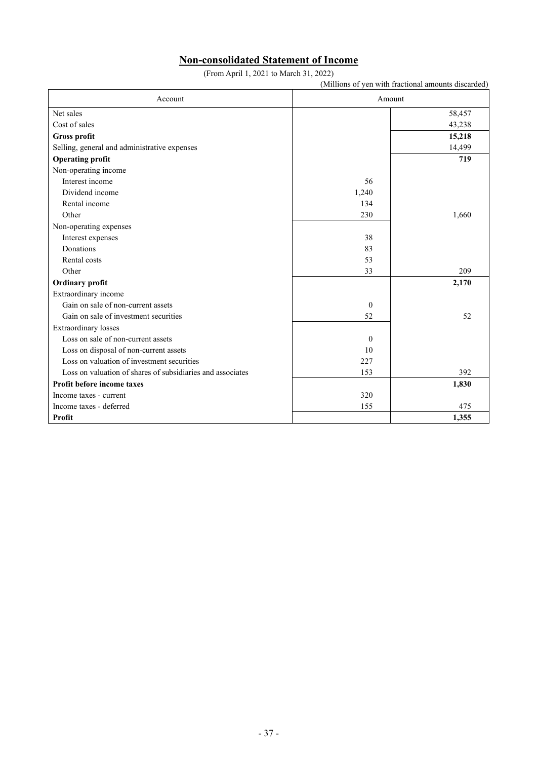# Non-consolidated Statement of Income

(From April 1, 2021 to March 31, 2022)

(Millions of yen with fractional amounts discarded)

| Account | Amount | |
|---|---|---|
| Net sales | | 58,457 |
| Cost of sales | | 43,238 |
| **Gross profit** | | **15,218** |
| Selling, general and administrative expenses | | 14,499 |
| **Operating profit** | | **719** |
| Non-operating income | | |
| Interest income | 56 | |
| Dividend income | 1,240 | |
| Rental income | 134 | |
| Other | 230 | 1,660 |
| Non-operating expenses | | |
| Interest expenses | 38 | |
| Donations | 83 | |
| Rental costs | 53 | |
| Other | 33 | 209 |
| **Ordinary profit** | | **2,170** |
| Extraordinary income | | |
| Gain on sale of non-current assets | 0 | |
| Gain on sale of investment securities | 52 | 52 |
| Extraordinary losses | | |
| Loss on sale of non-current assets | 0 | |
| Loss on disposal of non-current assets | 10 | |
| Loss on valuation of investment securities | 227 | |
| Loss on valuation of shares of subsidiaries and associates | 153 | 392 |
| **Profit before income taxes** | | **1,830** |
| Income taxes - current | 320 | |
| Income taxes - deferred | 155 | 475 |
| **Profit** | | **1,355** |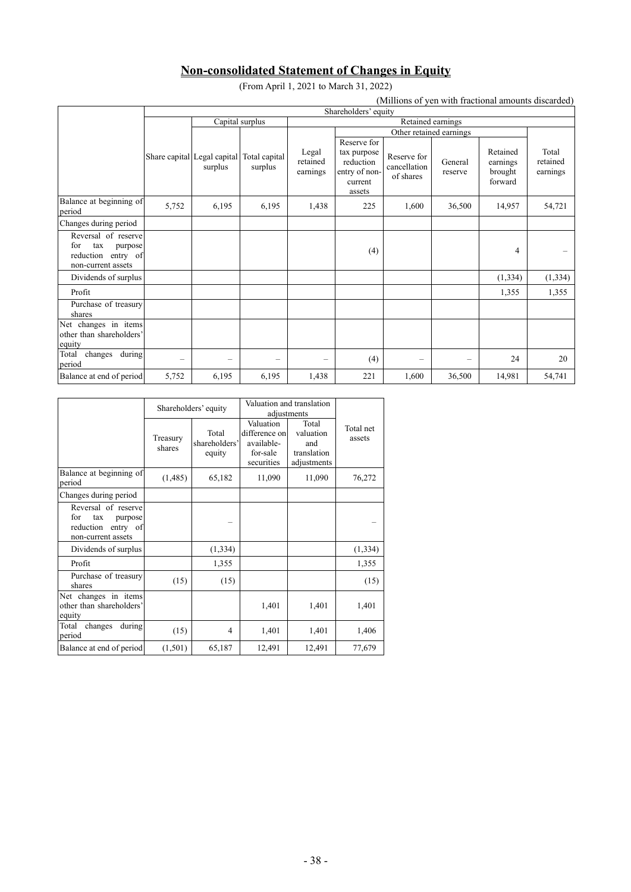# Non-consolidated Statement of Changes in Equity

(From April 1, 2021 to March 31, 2022)

(Millions of yen with fractional amounts discarded)

| | Shareholders' equity | | | | | | | | |
|---|---|---|---|---|---|---|---|---|---|
| | | Capital surplus | | Retained earnings | | | | | |
| | | | | | Other retained earnings | | | | |
| | Share capital | Legal capital surplus | Total capital surplus | Legal retained earnings | Reserve for tax purpose reduction entry of non-current assets | Reserve for cancellation of shares | General reserve | Retained earnings brought forward | Total retained earnings |
| Balance at beginning of period | 5,752 | 6,195 | 6,195 | 1,438 | 225 | 1,600 | 36,500 | 14,957 | 54,721 |
| Changes during period | | | | | | | | | |
| Reversal of reserve for tax purpose reduction entry of non-current assets | | | | | (4) | | | 4 | – |
| Dividends of surplus | | | | | | | | (1,334) | (1,334) |
| Profit | | | | | | | | 1,355 | 1,355 |
| Purchase of treasury shares | | | | | | | | | |
| Net changes in items other than shareholders' equity | | | | | | | | | |
| Total changes during period | – | – | – | – | (4) | – | – | 24 | 20 |
| Balance at end of period | 5,752 | 6,195 | 6,195 | 1,438 | 221 | 1,600 | 36,500 | 14,981 | 54,741 |

| | Shareholders' equity | | Valuation and translation adjustments | | Total net assets |
|---|---|---|---|---|---|
| | Treasury shares | Total shareholders' equity | Valuation difference on available-for-sale securities | Total valuation and translation adjustments | |
| Balance at beginning of period | (1,485) | 65,182 | 11,090 | 11,090 | 76,272 |
| Changes during period | | | | | |
| Reversal of reserve for tax purpose reduction entry of non-current assets | | – | | | – |
| Dividends of surplus | | (1,334) | | | (1,334) |
| Profit | | 1,355 | | | 1,355 |
| Purchase of treasury shares | (15) | (15) | | | (15) |
| Net changes in items other than shareholders' equity | | | 1,401 | 1,401 | 1,401 |
| Total changes during period | (15) | 4 | 1,401 | 1,401 | 1,406 |
| Balance at end of period | (1,501) | 65,187 | 12,491 | 12,491 | 77,679 |